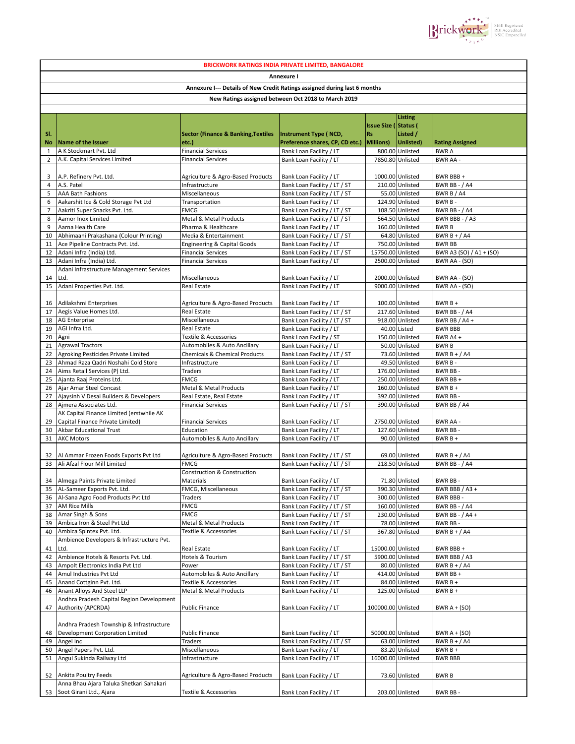**BRICKWORK RATINGS INDIA PRIVATE LIMITED, BANGALORE**

**Annexure I**

**Annexure I--- Details of New Credit Ratings assigned during last 6 months**

**New Ratings assigned between Oct 2018 to March 2019**

| Sl. No | Name of the Issuer | Sector (Finance & Banking,Textiles etc.) | Instrument Type ( NCD, Preference shares, CP, CD etc.) | Issue Size ( Rs Millions) | Listing Status ( Listed / Unlisted) | Rating Assigned |
|---|---|---|---|---|---|---|
| 1 | A K Stockmart Pvt. Ltd | Financial Services | Bank Loan Facility / LT | 800.00 | Unlisted | BWR A |
| 2 | A.K. Capital Services Limited | Financial Services | Bank Loan Facility / LT | 7850.80 | Unlisted | BWR AA - |
| 3 | A.P. Refinery Pvt. Ltd. | Agriculture & Agro-Based Products | Bank Loan Facility / LT | 1000.00 | Unlisted | BWR BBB + |
| 4 | A.S. Patel | Infrastructure | Bank Loan Facility / LT / ST | 210.00 | Unlisted | BWR BB - / A4 |
| 5 | AAA Bath Fashions | Miscellaneous | Bank Loan Facility / LT / ST | 55.00 | Unlisted | BWR B / A4 |
| 6 | Aakarshit Ice & Cold Storage Pvt Ltd | Transportation | Bank Loan Facility / LT | 124.90 | Unlisted | BWR B - |
| 7 | Aakriti Super Snacks Pvt. Ltd. | FMCG | Bank Loan Facility / LT / ST | 108.50 | Unlisted | BWR BB - / A4 |
| 8 | Aamor Inox Limited | Metal & Metal Products | Bank Loan Facility / LT / ST | 564.50 | Unlisted | BWR BBB - / A3 |
| 9 | Aarna Health Care | Pharma & Healthcare | Bank Loan Facility / LT | 160.00 | Unlisted | BWR B |
| 10 | Abhimaani Prakashana (Colour Printing) | Media & Entertainment | Bank Loan Facility / LT / ST | 64.80 | Unlisted | BWR B + / A4 |
| 11 | Ace Pipeline Contracts Pvt. Ltd. | Engineering & Capital Goods | Bank Loan Facility / LT | 750.00 | Unlisted | BWR BB |
| 12 | Adani Infra (India) Ltd. | Financial Services | Bank Loan Facility / LT / ST | 15750.00 | Unlisted | BWR A3 (SO) / A1 + (SO) |
| 13 | Adani Infra (India) Ltd. | Financial Services | Bank Loan Facility / LT | 2500.00 | Unlisted | BWR AA - (SO) |
| 14 | Adani Infrastructure Management Services Ltd. | Miscellaneous | Bank Loan Facility / LT | 2000.00 | Unlisted | BWR AA - (SO) |
| 15 | Adani Properties Pvt. Ltd. | Real Estate | Bank Loan Facility / LT | 9000.00 | Unlisted | BWR AA - (SO) |
| 16 | Adilakshmi Enterprises | Agriculture & Agro-Based Products | Bank Loan Facility / LT | 100.00 | Unlisted | BWR B + |
| 17 | Aegis Value Homes Ltd. | Real Estate | Bank Loan Facility / LT / ST | 217.60 | Unlisted | BWR BB - / A4 |
| 18 | AG Enterprise | Miscellaneous | Bank Loan Facility / LT / ST | 918.00 | Unlisted | BWR BB / A4 + |
| 19 | AGI Infra Ltd. | Real Estate | Bank Loan Facility / LT | 40.00 | Listed | BWR BBB |
| 20 | Agni | Textile & Accessories | Bank Loan Facility / ST | 150.00 | Unlisted | BWR A4 + |
| 21 | Agrawal Tractors | Automobiles & Auto Ancillary | Bank Loan Facility / LT | 50.00 | Unlisted | BWR B |
| 22 | Agroking Pesticides Private Limited | Chemicals & Chemical Products | Bank Loan Facility / LT / ST | 73.60 | Unlisted | BWR B + / A4 |
| 23 | Ahmad Raza Qadri Noshahi Cold Store | Infrastructure | Bank Loan Facility / LT | 49.50 | Unlisted | BWR B - |
| 24 | Aims Retail Services (P) Ltd. | Traders | Bank Loan Facility / LT | 176.00 | Unlisted | BWR BB - |
| 25 | Ajanta Raaj Proteins Ltd. | FMCG | Bank Loan Facility / LT | 250.00 | Unlisted | BWR BB + |
| 26 | Ajar Amar Steel Concast | Metal & Metal Products | Bank Loan Facility / LT | 160.00 | Unlisted | BWR B + |
| 27 | Ajaysinh V Desai Builders & Developers | Real Estate, Real Estate | Bank Loan Facility / LT | 392.00 | Unlisted | BWR BB - |
| 28 | Ajmera Associates Ltd. | Financial Services | Bank Loan Facility / LT / ST | 390.00 | Unlisted | BWR BB / A4 |
| 29 | AK Capital Finance Limited (erstwhile AK Capital Finance Private Limited) | Financial Services | Bank Loan Facility / LT | 2750.00 | Unlisted | BWR AA - |
| 30 | Akbar Educational Trust | Education | Bank Loan Facility / LT | 127.60 | Unlisted | BWR BB - |
| 31 | AKC Motors | Automobiles & Auto Ancillary | Bank Loan Facility / LT | 90.00 | Unlisted | BWR B + |
| 32 | Al Ammar Frozen Foods Exports Pvt Ltd | Agriculture & Agro-Based Products | Bank Loan Facility / LT / ST | 69.00 | Unlisted | BWR B + / A4 |
| 33 | Ali Afzal Flour Mill Limited | FMCG | Bank Loan Facility / LT / ST | 218.50 | Unlisted | BWR BB - / A4 |
| 34 | Almega Paints Private Limited | Construction & Construction Materials | Bank Loan Facility / LT | 71.80 | Unlisted | BWR BB - |
| 35 | AL-Sameer Exports Pvt. Ltd. | FMCG, Miscellaneous | Bank Loan Facility / LT / ST | 390.30 | Unlisted | BWR BBB / A3 + |
| 36 | Al-Sana Agro Food Products Pvt Ltd | Traders | Bank Loan Facility / LT | 300.00 | Unlisted | BWR BBB - |
| 37 | AM Rice Mills | FMCG | Bank Loan Facility / LT / ST | 160.00 | Unlisted | BWR BB - / A4 |
| 38 | Amar Singh & Sons | FMCG | Bank Loan Facility / LT / ST | 230.00 | Unlisted | BWR BB - / A4 + |
| 39 | Ambica Iron & Steel Pvt Ltd | Metal & Metal Products | Bank Loan Facility / LT | 78.00 | Unlisted | BWR BB - |
| 40 | Ambica Spintex Pvt. Ltd. | Textile & Accessories | Bank Loan Facility / LT / ST | 367.80 | Unlisted | BWR B + / A4 |
| 41 | Ambience Developers & Infrastructure Pvt. Ltd. | Real Estate | Bank Loan Facility / LT | 15000.00 | Unlisted | BWR BBB + |
| 42 | Ambience Hotels & Resorts Pvt. Ltd. | Hotels & Tourism | Bank Loan Facility / LT / ST | 5900.00 | Unlisted | BWR BBB / A3 |
| 43 | Ampolt Electronics India Pvt Ltd | Power | Bank Loan Facility / LT / ST | 80.00 | Unlisted | BWR B + / A4 |
| 44 | Amul Industries Pvt Ltd | Automobiles & Auto Ancillary | Bank Loan Facility / LT | 414.00 | Unlisted | BWR BB + |
| 45 | Anand Cottginn Pvt. Ltd. | Textile & Accessories | Bank Loan Facility / LT | 84.00 | Unlisted | BWR B + |
| 46 | Anant Alloys And Steel LLP | Metal & Metal Products | Bank Loan Facility / LT | 125.00 | Unlisted | BWR B + |
| 47 | Andhra Pradesh Capital Region Development Authority (APCRDA) | Public Finance | Bank Loan Facility / LT | 100000.00 | Unlisted | BWR A + (SO) |
| 48 | Andhra Pradesh Township & Infrastructure Development Corporation Limited | Public Finance | Bank Loan Facility / LT | 50000.00 | Unlisted | BWR A + (SO) |
| 49 | Angel Inc | Traders | Bank Loan Facility / LT / ST | 63.00 | Unlisted | BWR B + / A4 |
| 50 | Angel Papers Pvt. Ltd. | Miscellaneous | Bank Loan Facility / LT | 83.20 | Unlisted | BWR B + |
| 51 | Angul Sukinda Railway Ltd | Infrastructure | Bank Loan Facility / LT | 16000.00 | Unlisted | BWR BBB |
| 52 | Ankita Poultry Feeds | Agriculture & Agro-Based Products | Bank Loan Facility / LT | 73.60 | Unlisted | BWR B |
| 53 | Anna Bhau Ajara Taluka Shetkari Sahakari Soot Girani Ltd., Ajara | Textile & Accessories | Bank Loan Facility / LT | 203.00 | Unlisted | BWR BB - |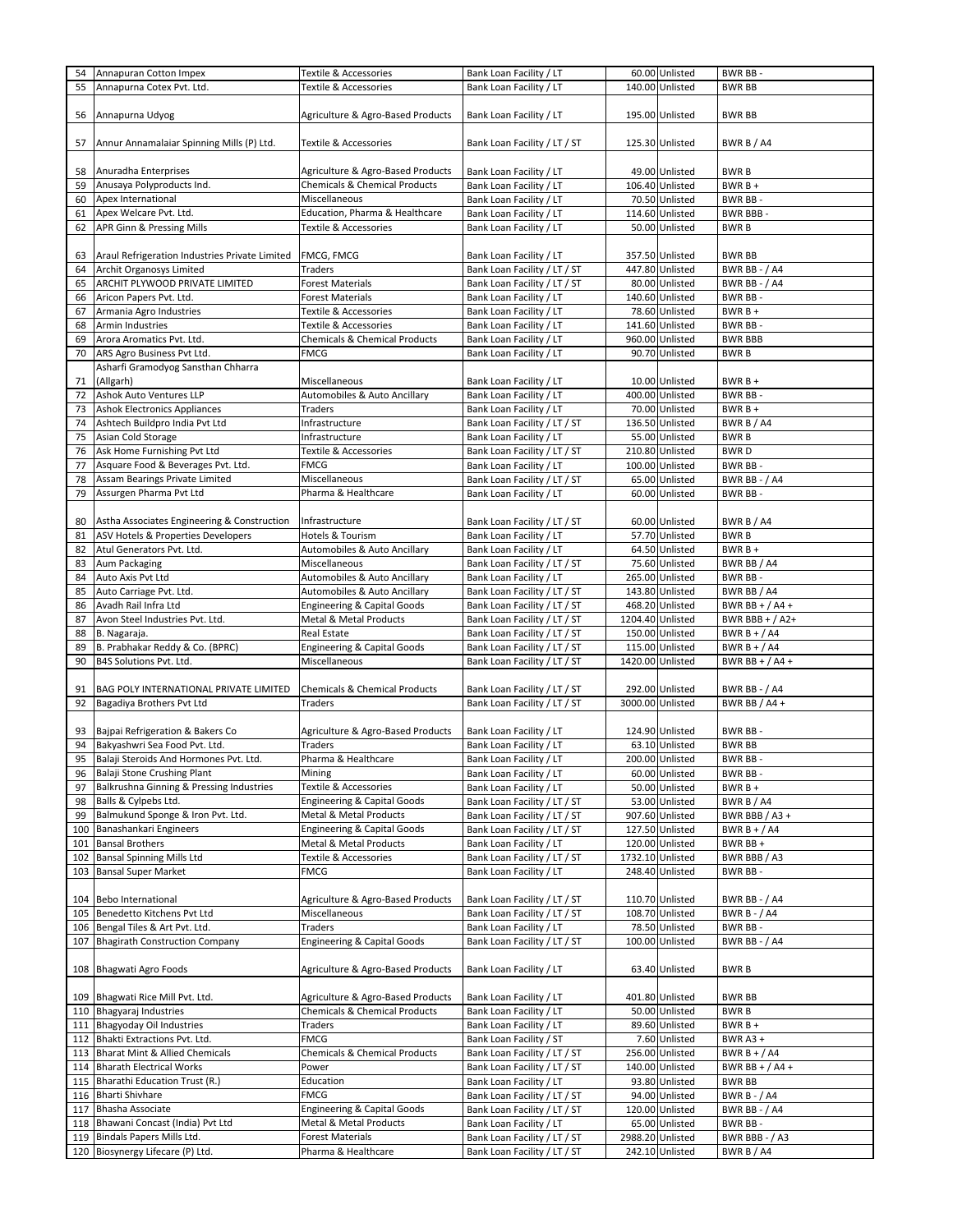| | | | | | | |
|---|---|---|---|---|---|---|
| 54 | Annapuran Cotton Impex | Textile & Accessories | Bank Loan Facility / LT | 60.00 | Unlisted | BWR BB - |
| 55 | Annapurna Cotex Pvt. Ltd. | Textile & Accessories | Bank Loan Facility / LT | 140.00 | Unlisted | BWR BB |
| 56 | Annapurna Udyog | Agriculture & Agro-Based Products | Bank Loan Facility / LT | 195.00 | Unlisted | BWR BB |
| 57 | Annur Annamalaiar Spinning Mills (P) Ltd. | Textile & Accessories | Bank Loan Facility / LT / ST | 125.30 | Unlisted | BWR B / A4 |
| 58 | Anuradha Enterprises | Agriculture & Agro-Based Products | Bank Loan Facility / LT | 49.00 | Unlisted | BWR B |
| 59 | Anusaya Polyproducts Ind. | Chemicals & Chemical Products | Bank Loan Facility / LT | 106.40 | Unlisted | BWR B + |
| 60 | Apex International | Miscellaneous | Bank Loan Facility / LT | 70.50 | Unlisted | BWR BB - |
| 61 | Apex Welcare Pvt. Ltd. | Education, Pharma & Healthcare | Bank Loan Facility / LT | 114.60 | Unlisted | BWR BBB - |
| 62 | APR Ginn & Pressing Mills | Textile & Accessories | Bank Loan Facility / LT | 50.00 | Unlisted | BWR B |
| 63 | Araul Refrigeration Industries Private Limited | FMCG, FMCG | Bank Loan Facility / LT | 357.50 | Unlisted | BWR BB |
| 64 | Archit Organosys Limited | Traders | Bank Loan Facility / LT / ST | 447.80 | Unlisted | BWR BB - / A4 |
| 65 | ARCHIT PLYWOOD PRIVATE LIMITED | Forest Materials | Bank Loan Facility / LT / ST | 80.00 | Unlisted | BWR BB - / A4 |
| 66 | Aricon Papers Pvt. Ltd. | Forest Materials | Bank Loan Facility / LT | 140.60 | Unlisted | BWR BB - |
| 67 | Armania Agro Industries | Textile & Accessories | Bank Loan Facility / LT | 78.60 | Unlisted | BWR B + |
| 68 | Armin Industries | Textile & Accessories | Bank Loan Facility / LT | 141.60 | Unlisted | BWR BB - |
| 69 | Arora Aromatics Pvt. Ltd. | Chemicals & Chemical Products | Bank Loan Facility / LT | 960.00 | Unlisted | BWR BBB |
| 70 | ARS Agro Business Pvt Ltd. | FMCG | Bank Loan Facility / LT | 90.70 | Unlisted | BWR B |
| 71 | Asharfi Gramodyog Sansthan Chharra (Allgarh) | Miscellaneous | Bank Loan Facility / LT | 10.00 | Unlisted | BWR B + |
| 72 | Ashok Auto Ventures LLP | Automobiles & Auto Ancillary | Bank Loan Facility / LT | 400.00 | Unlisted | BWR BB - |
| 73 | Ashok Electronics Appliances | Traders | Bank Loan Facility / LT | 70.00 | Unlisted | BWR B + |
| 74 | Ashtech Buildpro India Pvt Ltd | Infrastructure | Bank Loan Facility / LT / ST | 136.50 | Unlisted | BWR B / A4 |
| 75 | Asian Cold Storage | Infrastructure | Bank Loan Facility / LT | 55.00 | Unlisted | BWR B |
| 76 | Ask Home Furnishing Pvt Ltd | Textile & Accessories | Bank Loan Facility / LT / ST | 210.80 | Unlisted | BWR D |
| 77 | Asquare Food & Beverages Pvt. Ltd. | FMCG | Bank Loan Facility / LT | 100.00 | Unlisted | BWR BB - |
| 78 | Assam Bearings Private Limited | Miscellaneous | Bank Loan Facility / LT / ST | 65.00 | Unlisted | BWR BB - / A4 |
| 79 | Assurgen Pharma Pvt Ltd | Pharma & Healthcare | Bank Loan Facility / LT | 60.00 | Unlisted | BWR BB - |
| 80 | Astha Associates Engineering & Construction | Infrastructure | Bank Loan Facility / LT / ST | 60.00 | Unlisted | BWR B / A4 |
| 81 | ASV Hotels & Properties Developers | Hotels & Tourism | Bank Loan Facility / LT | 57.70 | Unlisted | BWR B |
| 82 | Atul Generators Pvt. Ltd. | Automobiles & Auto Ancillary | Bank Loan Facility / LT | 64.50 | Unlisted | BWR B + |
| 83 | Aum Packaging | Miscellaneous | Bank Loan Facility / LT / ST | 75.60 | Unlisted | BWR BB / A4 |
| 84 | Auto Axis Pvt Ltd | Automobiles & Auto Ancillary | Bank Loan Facility / LT | 265.00 | Unlisted | BWR BB - |
| 85 | Auto Carriage Pvt. Ltd. | Automobiles & Auto Ancillary | Bank Loan Facility / LT / ST | 143.80 | Unlisted | BWR BB / A4 |
| 86 | Avadh Rail Infra Ltd | Engineering & Capital Goods | Bank Loan Facility / LT / ST | 468.20 | Unlisted | BWR BB + / A4 + |
| 87 | Avon Steel Industries Pvt. Ltd. | Metal & Metal Products | Bank Loan Facility / LT / ST | 1204.40 | Unlisted | BWR BBB + / A2+ |
| 88 | B. Nagaraja. | Real Estate | Bank Loan Facility / LT / ST | 150.00 | Unlisted | BWR B + / A4 |
| 89 | B. Prabhakar Reddy & Co. (BPRC) | Engineering & Capital Goods | Bank Loan Facility / LT / ST | 115.00 | Unlisted | BWR B + / A4 |
| 90 | B4S Solutions Pvt. Ltd. | Miscellaneous | Bank Loan Facility / LT / ST | 1420.00 | Unlisted | BWR BB + / A4 + |
| 91 | BAG POLY INTERNATIONAL PRIVATE LIMITED | Chemicals & Chemical Products | Bank Loan Facility / LT / ST | 292.00 | Unlisted | BWR BB - / A4 |
| 92 | Bagadiya Brothers Pvt Ltd | Traders | Bank Loan Facility / LT / ST | 3000.00 | Unlisted | BWR BB / A4 + |
| 93 | Bajpai Refrigeration & Bakers Co | Agriculture & Agro-Based Products | Bank Loan Facility / LT | 124.90 | Unlisted | BWR BB - |
| 94 | Bakyashwri Sea Food Pvt. Ltd. | Traders | Bank Loan Facility / LT | 63.10 | Unlisted | BWR BB |
| 95 | Balaji Steroids And Hormones Pvt. Ltd. | Pharma & Healthcare | Bank Loan Facility / LT | 200.00 | Unlisted | BWR BB - |
| 96 | Balaji Stone Crushing Plant | Mining | Bank Loan Facility / LT | 60.00 | Unlisted | BWR BB - |
| 97 | Balkrushna Ginning & Pressing Industries | Textile & Accessories | Bank Loan Facility / LT | 50.00 | Unlisted | BWR B + |
| 98 | Balls & Cylpebs Ltd. | Engineering & Capital Goods | Bank Loan Facility / LT / ST | 53.00 | Unlisted | BWR B / A4 |
| 99 | Balmukund Sponge & Iron Pvt. Ltd. | Metal & Metal Products | Bank Loan Facility / LT / ST | 907.60 | Unlisted | BWR BBB / A3 + |
| 100 | Banashankari Engineers | Engineering & Capital Goods | Bank Loan Facility / LT / ST | 127.50 | Unlisted | BWR B + / A4 |
| 101 | Bansal Brothers | Metal & Metal Products | Bank Loan Facility / LT | 120.00 | Unlisted | BWR BB + |
| 102 | Bansal Spinning Mills Ltd | Textile & Accessories | Bank Loan Facility / LT / ST | 1732.10 | Unlisted | BWR BBB / A3 |
| 103 | Bansal Super Market | FMCG | Bank Loan Facility / LT | 248.40 | Unlisted | BWR BB - |
| 104 | Bebo International | Agriculture & Agro-Based Products | Bank Loan Facility / LT / ST | 110.70 | Unlisted | BWR BB - / A4 |
| 105 | Benedetto Kitchens Pvt Ltd | Miscellaneous | Bank Loan Facility / LT / ST | 108.70 | Unlisted | BWR B - / A4 |
| 106 | Bengal Tiles & Art Pvt. Ltd. | Traders | Bank Loan Facility / LT | 78.50 | Unlisted | BWR BB - |
| 107 | Bhagirath Construction Company | Engineering & Capital Goods | Bank Loan Facility / LT / ST | 100.00 | Unlisted | BWR BB - / A4 |
| 108 | Bhagwati Agro Foods | Agriculture & Agro-Based Products | Bank Loan Facility / LT | 63.40 | Unlisted | BWR B |
| 109 | Bhagwati Rice Mill Pvt. Ltd. | Agriculture & Agro-Based Products | Bank Loan Facility / LT | 401.80 | Unlisted | BWR BB |
| 110 | Bhagyaraj Industries | Chemicals & Chemical Products | Bank Loan Facility / LT | 50.00 | Unlisted | BWR B |
| 111 | Bhagyoday Oil Industries | Traders | Bank Loan Facility / LT | 89.60 | Unlisted | BWR B + |
| 112 | Bhakti Extractions Pvt. Ltd. | FMCG | Bank Loan Facility / ST | 7.60 | Unlisted | BWR A3 + |
| 113 | Bharat Mint & Allied Chemicals | Chemicals & Chemical Products | Bank Loan Facility / LT / ST | 256.00 | Unlisted | BWR B + / A4 |
| 114 | Bharath Electrical Works | Power | Bank Loan Facility / LT / ST | 140.00 | Unlisted | BWR BB + / A4 + |
| 115 | Bharathi Education Trust (R.) | Education | Bank Loan Facility / LT | 93.80 | Unlisted | BWR BB |
| 116 | Bharti Shivhare | FMCG | Bank Loan Facility / LT / ST | 94.00 | Unlisted | BWR B - / A4 |
| 117 | Bhasha Associate | Engineering & Capital Goods | Bank Loan Facility / LT / ST | 120.00 | Unlisted | BWR BB - / A4 |
| 118 | Bhawani Concast (India) Pvt Ltd | Metal & Metal Products | Bank Loan Facility / LT | 65.00 | Unlisted | BWR BB - |
| 119 | Bindals Papers Mills Ltd. | Forest Materials | Bank Loan Facility / LT / ST | 2988.20 | Unlisted | BWR BBB - / A3 |
| 120 | Biosynergy Lifecare (P) Ltd. | Pharma & Healthcare | Bank Loan Facility / LT / ST | 242.10 | Unlisted | BWR B / A4 |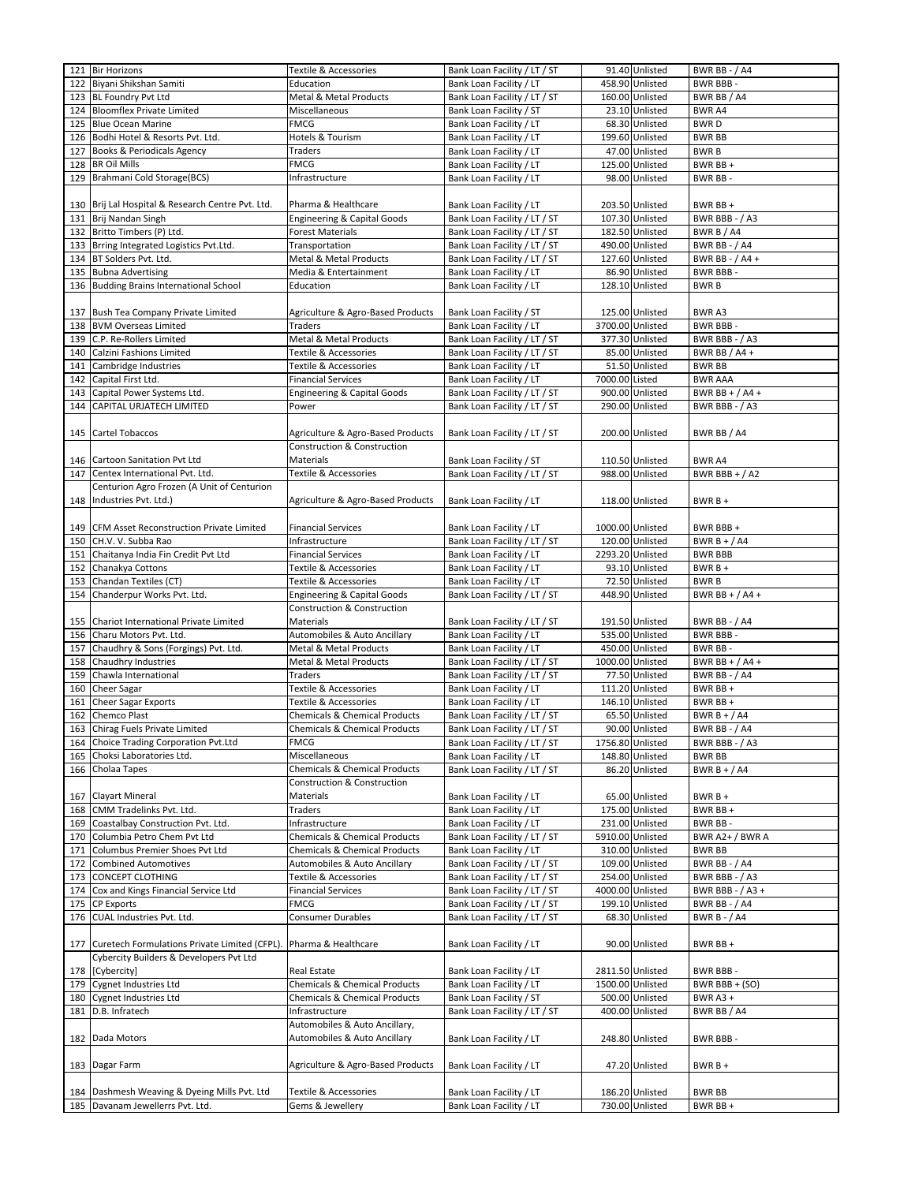| | | | | | | |
|---|---|---|---|---|---|---|
| 121 | Bir Horizons | Textile & Accessories | Bank Loan Facility / LT / ST | 91.40 | Unlisted | BWR BB - / A4 |
| 122 | Biyani Shikshan Samiti | Education | Bank Loan Facility / LT | 458.90 | Unlisted | BWR BBB - |
| 123 | BL Foundry Pvt Ltd | Metal & Metal Products | Bank Loan Facility / LT / ST | 160.00 | Unlisted | BWR BB / A4 |
| 124 | Bloomflex Private Limited | Miscellaneous | Bank Loan Facility / ST | 23.10 | Unlisted | BWR A4 |
| 125 | Blue Ocean Marine | FMCG | Bank Loan Facility / LT | 68.30 | Unlisted | BWR D |
| 126 | Bodhi Hotel & Resorts Pvt. Ltd. | Hotels & Tourism | Bank Loan Facility / LT | 199.60 | Unlisted | BWR BB |
| 127 | Books & Periodicals Agency | Traders | Bank Loan Facility / LT | 47.00 | Unlisted | BWR B |
| 128 | BR Oil Mills | FMCG | Bank Loan Facility / LT | 125.00 | Unlisted | BWR BB + |
| 129 | Brahmani Cold Storage(BCS) | Infrastructure | Bank Loan Facility / LT | 98.00 | Unlisted | BWR BB - |
| 130 | Brij Lal Hospital & Research Centre Pvt. Ltd. | Pharma & Healthcare | Bank Loan Facility / LT | 203.50 | Unlisted | BWR BB + |
| 131 | Brij Nandan Singh | Engineering & Capital Goods | Bank Loan Facility / LT / ST | 107.30 | Unlisted | BWR BBB - / A3 |
| 132 | Britto Timbers (P) Ltd. | Forest Materials | Bank Loan Facility / LT / ST | 182.50 | Unlisted | BWR B / A4 |
| 133 | Brring Integrated Logistics Pvt.Ltd. | Transportation | Bank Loan Facility / LT / ST | 490.00 | Unlisted | BWR BB - / A4 |
| 134 | BT Solders Pvt. Ltd. | Metal & Metal Products | Bank Loan Facility / LT / ST | 127.60 | Unlisted | BWR BB - / A4 + |
| 135 | Bubna Advertising | Media & Entertainment | Bank Loan Facility / LT | 86.90 | Unlisted | BWR BBB - |
| 136 | Budding Brains International School | Education | Bank Loan Facility / LT | 128.10 | Unlisted | BWR B |
| 137 | Bush Tea Company Private Limited | Agriculture & Agro-Based Products | Bank Loan Facility / ST | 125.00 | Unlisted | BWR A3 |
| 138 | BVM Overseas Limited | Traders | Bank Loan Facility / LT | 3700.00 | Unlisted | BWR BBB - |
| 139 | C.P. Re-Rollers Limited | Metal & Metal Products | Bank Loan Facility / LT / ST | 377.30 | Unlisted | BWR BBB - / A3 |
| 140 | Calzini Fashions Limited | Textile & Accessories | Bank Loan Facility / LT / ST | 85.00 | Unlisted | BWR BB / A4 + |
| 141 | Cambridge Industries | Textile & Accessories | Bank Loan Facility / LT | 51.50 | Unlisted | BWR BB |
| 142 | Capital First Ltd. | Financial Services | Bank Loan Facility / LT | 7000.00 | Listed | BWR AAA |
| 143 | Capital Power Systems Ltd. | Engineering & Capital Goods | Bank Loan Facility / LT / ST | 900.00 | Unlisted | BWR BB + / A4 + |
| 144 | CAPITAL URJATECH LIMITED | Power | Bank Loan Facility / LT / ST | 290.00 | Unlisted | BWR BBB - / A3 |
| 145 | Cartel Tobaccos | Agriculture & Agro-Based Products | Bank Loan Facility / LT / ST | 200.00 | Unlisted | BWR BB / A4 |
| 146 | Cartoon Sanitation Pvt Ltd | Construction & Construction Materials | Bank Loan Facility / ST | 110.50 | Unlisted | BWR A4 |
| 147 | Centex International Pvt. Ltd. | Textile & Accessories | Bank Loan Facility / LT / ST | 988.00 | Unlisted | BWR BBB + / A2 |
| 148 | Centurion Agro Frozen (A Unit of Centurion Industries Pvt. Ltd.) | Agriculture & Agro-Based Products | Bank Loan Facility / LT | 118.00 | Unlisted | BWR B + |
| 149 | CFM Asset Reconstruction Private Limited | Financial Services | Bank Loan Facility / LT | 1000.00 | Unlisted | BWR BBB + |
| 150 | CH.V. V. Subba Rao | Infrastructure | Bank Loan Facility / LT / ST | 120.00 | Unlisted | BWR B + / A4 |
| 151 | Chaitanya India Fin Credit Pvt Ltd | Financial Services | Bank Loan Facility / LT | 2293.20 | Unlisted | BWR BBB |
| 152 | Chanakya Cottons | Textile & Accessories | Bank Loan Facility / LT | 93.10 | Unlisted | BWR B + |
| 153 | Chandan Textiles (CT) | Textile & Accessories | Bank Loan Facility / LT | 72.50 | Unlisted | BWR B |
| 154 | Chanderpur Works Pvt. Ltd. | Engineering & Capital Goods | Bank Loan Facility / LT / ST | 448.90 | Unlisted | BWR BB + / A4 + |
| 155 | Chariot International Private Limited | Construction & Construction Materials | Bank Loan Facility / LT / ST | 191.50 | Unlisted | BWR BB - / A4 |
| 156 | Charu Motors Pvt. Ltd. | Automobiles & Auto Ancillary | Bank Loan Facility / LT | 535.00 | Unlisted | BWR BBB - |
| 157 | Chaudhry & Sons (Forgings) Pvt. Ltd. | Metal & Metal Products | Bank Loan Facility / LT | 450.00 | Unlisted | BWR BB - |
| 158 | Chaudhry Industries | Metal & Metal Products | Bank Loan Facility / LT / ST | 1000.00 | Unlisted | BWR BB + / A4 + |
| 159 | Chawla International | Traders | Bank Loan Facility / LT / ST | 77.50 | Unlisted | BWR BB - / A4 |
| 160 | Cheer Sagar | Textile & Accessories | Bank Loan Facility / LT | 111.20 | Unlisted | BWR BB + |
| 161 | Cheer Sagar Exports | Textile & Accessories | Bank Loan Facility / LT | 146.10 | Unlisted | BWR BB + |
| 162 | Chemco Plast | Chemicals & Chemical Products | Bank Loan Facility / LT / ST | 65.50 | Unlisted | BWR B + / A4 |
| 163 | Chirag Fuels Private Limited | Chemicals & Chemical Products | Bank Loan Facility / LT / ST | 90.00 | Unlisted | BWR BB - / A4 |
| 164 | Choice Trading Corporation Pvt.Ltd | FMCG | Bank Loan Facility / LT / ST | 1756.80 | Unlisted | BWR BBB - / A3 |
| 165 | Choksi Laboratories Ltd. | Miscellaneous | Bank Loan Facility / LT | 148.80 | Unlisted | BWR BB |
| 166 | Cholaa Tapes | Chemicals & Chemical Products | Bank Loan Facility / LT / ST | 86.20 | Unlisted | BWR B + / A4 |
| 167 | Clayart Mineral | Construction & Construction Materials | Bank Loan Facility / LT | 65.00 | Unlisted | BWR B + |
| 168 | CMM Tradelinks Pvt. Ltd. | Traders | Bank Loan Facility / LT | 175.00 | Unlisted | BWR BB + |
| 169 | Coastalbay Construction Pvt. Ltd. | Infrastructure | Bank Loan Facility / LT | 231.00 | Unlisted | BWR BB - |
| 170 | Columbia Petro Chem Pvt Ltd | Chemicals & Chemical Products | Bank Loan Facility / LT / ST | 5910.00 | Unlisted | BWR A2+ / BWR A |
| 171 | Columbus Premier Shoes Pvt Ltd | Chemicals & Chemical Products | Bank Loan Facility / LT | 310.00 | Unlisted | BWR BB |
| 172 | Combined Automotives | Automobiles & Auto Ancillary | Bank Loan Facility / LT / ST | 109.00 | Unlisted | BWR BB - / A4 |
| 173 | CONCEPT CLOTHING | Textile & Accessories | Bank Loan Facility / LT / ST | 254.00 | Unlisted | BWR BBB - / A3 |
| 174 | Cox and Kings Financial Service Ltd | Financial Services | Bank Loan Facility / LT / ST | 4000.00 | Unlisted | BWR BBB - / A3 + |
| 175 | CP Exports | FMCG | Bank Loan Facility / LT / ST | 199.10 | Unlisted | BWR BB - / A4 |
| 176 | CUAL Industries Pvt. Ltd. | Consumer Durables | Bank Loan Facility / LT / ST | 68.30 | Unlisted | BWR B - / A4 |
| 177 | Curetech Formulations Private Limited (CFPL). | Pharma & Healthcare | Bank Loan Facility / LT | 90.00 | Unlisted | BWR BB + |
| 178 | Cybercity Builders & Developers Pvt Ltd [Cybercity] | Real Estate | Bank Loan Facility / LT | 2811.50 | Unlisted | BWR BBB - |
| 179 | Cygnet Industries Ltd | Chemicals & Chemical Products | Bank Loan Facility / LT | 1500.00 | Unlisted | BWR BBB + (SO) |
| 180 | Cygnet Industries Ltd | Chemicals & Chemical Products | Bank Loan Facility / ST | 500.00 | Unlisted | BWR A3 + |
| 181 | D.B. Infratech | Infrastructure | Bank Loan Facility / LT / ST | 400.00 | Unlisted | BWR BB / A4 |
| 182 | Dada Motors | Automobiles & Auto Ancillary, Automobiles & Auto Ancillary | Bank Loan Facility / LT | 248.80 | Unlisted | BWR BBB - |
| 183 | Dagar Farm | Agriculture & Agro-Based Products | Bank Loan Facility / LT | 47.20 | Unlisted | BWR B + |
| 184 | Dashmesh Weaving & Dyeing Mills Pvt. Ltd | Textile & Accessories | Bank Loan Facility / LT | 186.20 | Unlisted | BWR BB |
| 185 | Davanam Jewellerrs Pvt. Ltd. | Gems & Jewellery | Bank Loan Facility / LT | 730.00 | Unlisted | BWR BB + |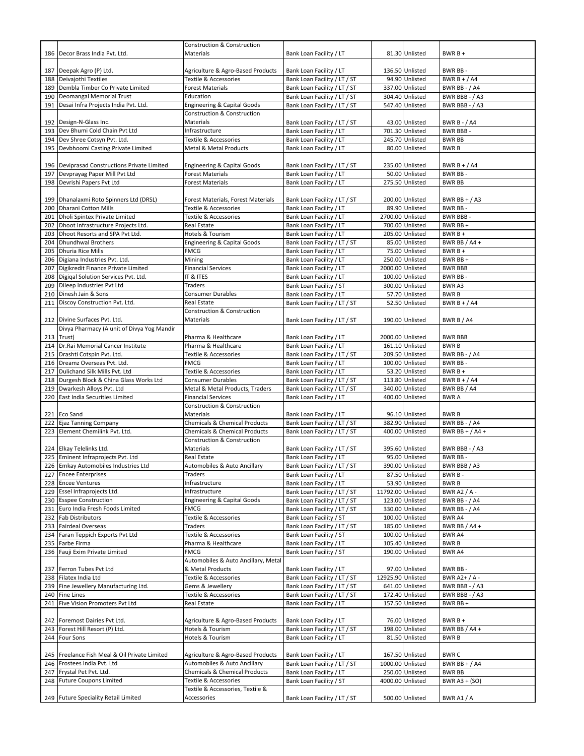| | | | | | | |
|---|---|---|---|---|---|---|
| 186 | Decor Brass India Pvt. Ltd. | Construction & Construction Materials | Bank Loan Facility / LT | 81.30 | Unlisted | BWR B + |
| 187 | Deepak Agro (P) Ltd. | Agriculture & Agro-Based Products | Bank Loan Facility / LT | 136.50 | Unlisted | BWR BB - |
| 188 | Deivajothi Textiles | Textile & Accessories | Bank Loan Facility / LT / ST | 94.90 | Unlisted | BWR B + / A4 |
| 189 | Dembla Timber Co Private Limited | Forest Materials | Bank Loan Facility / LT / ST | 337.00 | Unlisted | BWR BB - / A4 |
| 190 | Deomangal Memorial Trust | Education | Bank Loan Facility / LT / ST | 304.40 | Unlisted | BWR BBB - / A3 |
| 191 | Desai Infra Projects India Pvt. Ltd. | Engineering & Capital Goods | Bank Loan Facility / LT / ST | 547.40 | Unlisted | BWR BBB - / A3 |
| 192 | Design-N-Glass Inc. | Construction & Construction Materials | Bank Loan Facility / LT / ST | 43.00 | Unlisted | BWR B - / A4 |
| 193 | Dev Bhumi Cold Chain Pvt Ltd | Infrastructure | Bank Loan Facility / LT | 701.30 | Unlisted | BWR BBB - |
| 194 | Dev Shree Cotsyn Pvt. Ltd. | Textile & Accessories | Bank Loan Facility / LT | 245.70 | Unlisted | BWR BB |
| 195 | Devbhoomi Casting Private Limited | Metal & Metal Products | Bank Loan Facility / LT | 80.00 | Unlisted | BWR B |
| 196 | Deviprasad Constructions Private Limited | Engineering & Capital Goods | Bank Loan Facility / LT / ST | 235.00 | Unlisted | BWR B + / A4 |
| 197 | Devprayag Paper Mill Pvt Ltd | Forest Materials | Bank Loan Facility / LT | 50.00 | Unlisted | BWR BB - |
| 198 | Devrishi Papers Pvt Ltd | Forest Materials | Bank Loan Facility / LT | 275.50 | Unlisted | BWR BB |
| 199 | Dhanalaxmi Roto Spinners Ltd (DRSL) | Forest Materials, Forest Materials | Bank Loan Facility / LT / ST | 200.00 | Unlisted | BWR BB + / A3 |
| 200 | Dharani Cotton Mills | Textile & Accessories | Bank Loan Facility / LT | 89.90 | Unlisted | BWR BB - |
| 201 | Dholi Spintex Private Limited | Textile & Accessories | Bank Loan Facility / LT | 2700.00 | Unlisted | BWR BBB - |
| 202 | Dhoot Infrastructure Projects Ltd. | Real Estate | Bank Loan Facility / LT | 700.00 | Unlisted | BWR BB + |
| 203 | Dhoot Resorts and SPA Pvt Ltd. | Hotels & Tourism | Bank Loan Facility / LT | 205.00 | Unlisted | BWR B + |
| 204 | Dhundhwal Brothers | Engineering & Capital Goods | Bank Loan Facility / LT / ST | 85.00 | Unlisted | BWR BB / A4 + |
| 205 | Dhuria Rice Mills | FMCG | Bank Loan Facility / LT | 75.00 | Unlisted | BWR B + |
| 206 | Digiana Industries Pvt. Ltd. | Mining | Bank Loan Facility / LT | 250.00 | Unlisted | BWR BB + |
| 207 | Digikredit Finance Private Limited | Financial Services | Bank Loan Facility / LT | 2000.00 | Unlisted | BWR BBB |
| 208 | Digiqal Solution Services Pvt. Ltd. | IT & ITES | Bank Loan Facility / LT | 100.00 | Unlisted | BWR BB - |
| 209 | Dileep Industries Pvt Ltd | Traders | Bank Loan Facility / ST | 300.00 | Unlisted | BWR A3 |
| 210 | Dinesh Jain & Sons | Consumer Durables | Bank Loan Facility / LT | 57.70 | Unlisted | BWR B |
| 211 | Discoy Construction Pvt. Ltd. | Real Estate | Bank Loan Facility / LT / ST | 52.50 | Unlisted | BWR B + / A4 |
| 212 | Divine Surfaces Pvt. Ltd. | Construction & Construction Materials | Bank Loan Facility / LT / ST | 190.00 | Unlisted | BWR B / A4 |
| 213 | Divya Pharmacy (A unit of Divya Yog Mandir Trust) | Pharma & Healthcare | Bank Loan Facility / LT | 2000.00 | Unlisted | BWR BBB |
| 214 | Dr.Rai Memorial Cancer Institute | Pharma & Healthcare | Bank Loan Facility / LT | 161.10 | Unlisted | BWR B |
| 215 | Drashti Cotspin Pvt. Ltd. | Textile & Accessories | Bank Loan Facility / LT / ST | 209.50 | Unlisted | BWR BB - / A4 |
| 216 | Dreamz Overseas Pvt. Ltd. | FMCG | Bank Loan Facility / LT | 100.00 | Unlisted | BWR BB - |
| 217 | Dulichand Silk Mills Pvt. Ltd | Textile & Accessories | Bank Loan Facility / LT | 53.20 | Unlisted | BWR B + |
| 218 | Durgesh Block & China Glass Works Ltd | Consumer Durables | Bank Loan Facility / LT / ST | 113.80 | Unlisted | BWR B + / A4 |
| 219 | Dwarkesh Alloys Pvt. Ltd | Metal & Metal Products, Traders | Bank Loan Facility / LT / ST | 340.00 | Unlisted | BWR BB / A4 |
| 220 | East India Securities Limited | Financial Services | Bank Loan Facility / LT | 400.00 | Unlisted | BWR A |
| 221 | Eco Sand | Construction & Construction Materials | Bank Loan Facility / LT | 96.10 | Unlisted | BWR B |
| 222 | Ejaz Tanning Company | Chemicals & Chemical Products | Bank Loan Facility / LT / ST | 382.90 | Unlisted | BWR BB - / A4 |
| 223 | Element Chemilink Pvt. Ltd. | Chemicals & Chemical Products | Bank Loan Facility / LT / ST | 400.00 | Unlisted | BWR BB + / A4 + |
| 224 | Elkay Telelinks Ltd. | Construction & Construction Materials | Bank Loan Facility / LT / ST | 395.60 | Unlisted | BWR BBB - / A3 |
| 225 | Eminent Infraprojects Pvt Ltd | Real Estate | Bank Loan Facility / LT | 95.00 | Unlisted | BWR BB - |
| 226 | Emkay Automobiles Industries Ltd | Automobiles & Auto Ancillary | Bank Loan Facility / LT / ST | 390.00 | Unlisted | BWR BBB / A3 |
| 227 | Encee Enterprises | Traders | Bank Loan Facility / LT | 87.50 | Unlisted | BWR B - |
| 228 | Encee Ventures | Infrastructure | Bank Loan Facility / LT | 53.90 | Unlisted | BWR B |
| 229 | Essel Infraprojects Ltd. | Infrastructure | Bank Loan Facility / LT / ST | 11792.00 | Unlisted | BWR A2 / A - |
| 230 | Esspee Construction | Engineering & Capital Goods | Bank Loan Facility / LT / ST | 123.00 | Unlisted | BWR BB - / A4 |
| 231 | Euro India Fresh Foods Limited | FMCG | Bank Loan Facility / LT / ST | 330.00 | Unlisted | BWR BB - / A4 |
| 232 | Fab Distributors | Textile & Accessories | Bank Loan Facility / ST | 100.00 | Unlisted | BWR A4 |
| 233 | Fairdeal Overseas | Traders | Bank Loan Facility / LT / ST | 185.00 | Unlisted | BWR BB / A4 + |
| 234 | Faran Teppich Exports Pvt Ltd | Textile & Accessories | Bank Loan Facility / ST | 100.00 | Unlisted | BWR A4 |
| 235 | Farbe Firma | Pharma & Healthcare | Bank Loan Facility / LT | 105.40 | Unlisted | BWR B |
| 236 | Fauji Exim Private Limited | FMCG | Bank Loan Facility / ST | 190.00 | Unlisted | BWR A4 |
| 237 | Ferron Tubes Pvt Ltd | Automobiles & Auto Ancillary, Metal & Metal Products | Bank Loan Facility / LT | 97.00 | Unlisted | BWR BB - |
| 238 | Filatex India Ltd | Textile & Accessories | Bank Loan Facility / LT / ST | 12925.90 | Unlisted | BWR A2+ / A - |
| 239 | Fine Jewellery Manufacturing Ltd. | Gems & Jewellery | Bank Loan Facility / LT / ST | 641.00 | Unlisted | BWR BBB - / A3 |
| 240 | Fine Lines | Textile & Accessories | Bank Loan Facility / LT / ST | 172.40 | Unlisted | BWR BBB - / A3 |
| 241 | Five Vision Promoters Pvt Ltd | Real Estate | Bank Loan Facility / LT | 157.50 | Unlisted | BWR BB + |
| 242 | Foremost Dairies Pvt Ltd. | Agriculture & Agro-Based Products | Bank Loan Facility / LT | 76.00 | Unlisted | BWR B + |
| 243 | Forest Hill Resort (P) Ltd. | Hotels & Tourism | Bank Loan Facility / LT / ST | 198.00 | Unlisted | BWR BB / A4 + |
| 244 | Four Sons | Hotels & Tourism | Bank Loan Facility / LT | 81.50 | Unlisted | BWR B |
| 245 | Freelance Fish Meal & Oil Private Limited | Agriculture & Agro-Based Products | Bank Loan Facility / LT | 167.50 | Unlisted | BWR C |
| 246 | Frostees India Pvt. Ltd | Automobiles & Auto Ancillary | Bank Loan Facility / LT / ST | 1000.00 | Unlisted | BWR BB + / A4 |
| 247 | Frystal Pet Pvt. Ltd. | Chemicals & Chemical Products | Bank Loan Facility / LT | 250.00 | Unlisted | BWR BB |
| 248 | Future Coupons Limited | Textile & Accessories | Bank Loan Facility / ST | 4000.00 | Unlisted | BWR A3 + (SO) |
| 249 | Future Speciality Retail Limited | Textile & Accessories, Textile & Accessories | Bank Loan Facility / LT / ST | 500.00 | Unlisted | BWR A1 / A |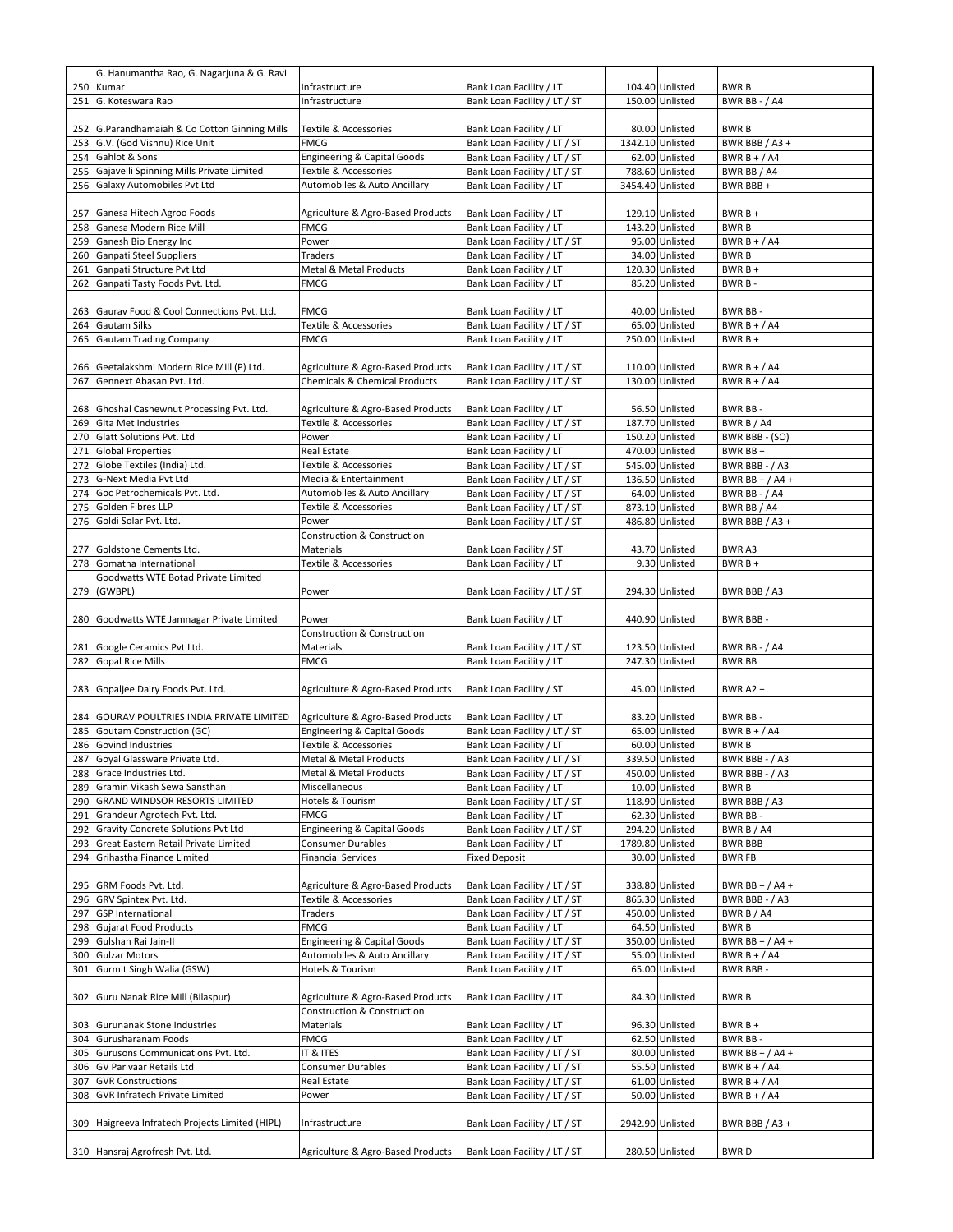| | | | | | | |
|---|---|---|---|---|---|---|
| 250 | G. Hanumantha Rao, G. Nagarjuna & G. Ravi Kumar | Infrastructure | Bank Loan Facility / LT | 104.40 | Unlisted | BWR B |
| 251 | G. Koteswara Rao | Infrastructure | Bank Loan Facility / LT / ST | 150.00 | Unlisted | BWR BB - / A4 |
| 252 | G.Parandhamaiah & Co Cotton Ginning Mills | Textile & Accessories | Bank Loan Facility / LT | 80.00 | Unlisted | BWR B |
| 253 | G.V. (God Vishnu) Rice Unit | FMCG | Bank Loan Facility / LT / ST | 1342.10 | Unlisted | BWR BBB / A3 + |
| 254 | Gahlot & Sons | Engineering & Capital Goods | Bank Loan Facility / LT / ST | 62.00 | Unlisted | BWR B + / A4 |
| 255 | Gajavelli Spinning Mills Private Limited | Textile & Accessories | Bank Loan Facility / LT / ST | 788.60 | Unlisted | BWR BB / A4 |
| 256 | Galaxy Automobiles Pvt Ltd | Automobiles & Auto Ancillary | Bank Loan Facility / LT | 3454.40 | Unlisted | BWR BBB + |
| 257 | Ganesa Hitech Agroo Foods | Agriculture & Agro-Based Products | Bank Loan Facility / LT | 129.10 | Unlisted | BWR B + |
| 258 | Ganesa Modern Rice Mill | FMCG | Bank Loan Facility / LT | 143.20 | Unlisted | BWR B |
| 259 | Ganesh Bio Energy Inc | Power | Bank Loan Facility / LT / ST | 95.00 | Unlisted | BWR B + / A4 |
| 260 | Ganpati Steel Suppliers | Traders | Bank Loan Facility / LT | 34.00 | Unlisted | BWR B |
| 261 | Ganpati Structure Pvt Ltd | Metal & Metal Products | Bank Loan Facility / LT | 120.30 | Unlisted | BWR B + |
| 262 | Ganpati Tasty Foods Pvt. Ltd. | FMCG | Bank Loan Facility / LT | 85.20 | Unlisted | BWR B - |
| 263 | Gaurav Food & Cool Connections Pvt. Ltd. | FMCG | Bank Loan Facility / LT | 40.00 | Unlisted | BWR BB - |
| 264 | Gautam Silks | Textile & Accessories | Bank Loan Facility / LT / ST | 65.00 | Unlisted | BWR B + / A4 |
| 265 | Gautam Trading Company | FMCG | Bank Loan Facility / LT | 250.00 | Unlisted | BWR B + |
| 266 | Geetalakshmi Modern Rice Mill (P) Ltd. | Agriculture & Agro-Based Products | Bank Loan Facility / LT / ST | 110.00 | Unlisted | BWR B + / A4 |
| 267 | Gennext Abasan Pvt. Ltd. | Chemicals & Chemical Products | Bank Loan Facility / LT / ST | 130.00 | Unlisted | BWR B + / A4 |
| 268 | Ghoshal Cashewnut Processing Pvt. Ltd. | Agriculture & Agro-Based Products | Bank Loan Facility / LT | 56.50 | Unlisted | BWR BB - |
| 269 | Gita Met Industries | Textile & Accessories | Bank Loan Facility / LT / ST | 187.70 | Unlisted | BWR B / A4 |
| 270 | Glatt Solutions Pvt. Ltd | Power | Bank Loan Facility / LT | 150.20 | Unlisted | BWR BBB - (SO) |
| 271 | Global Properties | Real Estate | Bank Loan Facility / LT | 470.00 | Unlisted | BWR BB + |
| 272 | Globe Textiles (India) Ltd. | Textile & Accessories | Bank Loan Facility / LT / ST | 545.00 | Unlisted | BWR BBB - / A3 |
| 273 | G-Next Media Pvt Ltd | Media & Entertainment | Bank Loan Facility / LT / ST | 136.50 | Unlisted | BWR BB + / A4 + |
| 274 | Goc Petrochemicals Pvt. Ltd. | Automobiles & Auto Ancillary | Bank Loan Facility / LT / ST | 64.00 | Unlisted | BWR BB - / A4 |
| 275 | Golden Fibres LLP | Textile & Accessories | Bank Loan Facility / LT / ST | 873.10 | Unlisted | BWR BB / A4 |
| 276 | Goldi Solar Pvt. Ltd. | Power | Bank Loan Facility / LT / ST | 486.80 | Unlisted | BWR BBB / A3 + |
| 277 | Goldstone Cements Ltd. | Construction & Construction Materials | Bank Loan Facility / ST | 43.70 | Unlisted | BWR A3 |
| 278 | Gomatha International | Textile & Accessories | Bank Loan Facility / LT | 9.30 | Unlisted | BWR B + |
| 279 | Goodwatts WTE Botad Private Limited (GWBPL) | Power | Bank Loan Facility / LT / ST | 294.30 | Unlisted | BWR BBB / A3 |
| 280 | Goodwatts WTE Jamnagar Private Limited | Power | Bank Loan Facility / LT | 440.90 | Unlisted | BWR BBB - |
| 281 | Google Ceramics Pvt Ltd. | Construction & Construction Materials | Bank Loan Facility / LT / ST | 123.50 | Unlisted | BWR BB - / A4 |
| 282 | Gopal Rice Mills | FMCG | Bank Loan Facility / LT | 247.30 | Unlisted | BWR BB |
| 283 | Gopaljee Dairy Foods Pvt. Ltd. | Agriculture & Agro-Based Products | Bank Loan Facility / ST | 45.00 | Unlisted | BWR A2 + |
| 284 | GOURAV POULTRIES INDIA PRIVATE LIMITED | Agriculture & Agro-Based Products | Bank Loan Facility / LT | 83.20 | Unlisted | BWR BB - |
| 285 | Goutam Construction (GC) | Engineering & Capital Goods | Bank Loan Facility / LT / ST | 65.00 | Unlisted | BWR B + / A4 |
| 286 | Govind Industries | Textile & Accessories | Bank Loan Facility / LT | 60.00 | Unlisted | BWR B |
| 287 | Goyal Glassware Private Ltd. | Metal & Metal Products | Bank Loan Facility / LT / ST | 339.50 | Unlisted | BWR BBB - / A3 |
| 288 | Grace Industries Ltd. | Metal & Metal Products | Bank Loan Facility / LT / ST | 450.00 | Unlisted | BWR BBB - / A3 |
| 289 | Gramin Vikash Sewa Sansthan | Miscellaneous | Bank Loan Facility / LT | 10.00 | Unlisted | BWR B |
| 290 | GRAND WINDSOR RESORTS LIMITED | Hotels & Tourism | Bank Loan Facility / LT / ST | 118.90 | Unlisted | BWR BBB / A3 |
| 291 | Grandeur Agrotech Pvt. Ltd. | FMCG | Bank Loan Facility / LT | 62.30 | Unlisted | BWR BB - |
| 292 | Gravity Concrete Solutions Pvt Ltd | Engineering & Capital Goods | Bank Loan Facility / LT / ST | 294.20 | Unlisted | BWR B / A4 |
| 293 | Great Eastern Retail Private Limited | Consumer Durables | Bank Loan Facility / LT | 1789.80 | Unlisted | BWR BBB |
| 294 | Grihastha Finance Limited | Financial Services | Fixed Deposit | 30.00 | Unlisted | BWR FB |
| 295 | GRM Foods Pvt. Ltd. | Agriculture & Agro-Based Products | Bank Loan Facility / LT / ST | 338.80 | Unlisted | BWR BB + / A4 + |
| 296 | GRV Spintex Pvt. Ltd. | Textile & Accessories | Bank Loan Facility / LT / ST | 865.30 | Unlisted | BWR BBB - / A3 |
| 297 | GSP International | Traders | Bank Loan Facility / LT / ST | 450.00 | Unlisted | BWR B / A4 |
| 298 | Gujarat Food Products | FMCG | Bank Loan Facility / LT | 64.50 | Unlisted | BWR B |
| 299 | Gulshan Rai Jain-II | Engineering & Capital Goods | Bank Loan Facility / LT / ST | 350.00 | Unlisted | BWR BB + / A4 + |
| 300 | Gulzar Motors | Automobiles & Auto Ancillary | Bank Loan Facility / LT / ST | 55.00 | Unlisted | BWR B + / A4 |
| 301 | Gurmit Singh Walia (GSW) | Hotels & Tourism | Bank Loan Facility / LT | 65.00 | Unlisted | BWR BBB - |
| 302 | Guru Nanak Rice Mill (Bilaspur) | Agriculture & Agro-Based Products | Bank Loan Facility / LT | 84.30 | Unlisted | BWR B |
| 303 | Gurunanak Stone Industries | Construction & Construction Materials | Bank Loan Facility / LT | 96.30 | Unlisted | BWR B + |
| 304 | Gurusharanam Foods | FMCG | Bank Loan Facility / LT | 62.50 | Unlisted | BWR BB - |
| 305 | Gurusons Communications Pvt. Ltd. | IT & ITES | Bank Loan Facility / LT / ST | 80.00 | Unlisted | BWR BB + / A4 + |
| 306 | GV Parivaar Retails Ltd | Consumer Durables | Bank Loan Facility / LT / ST | 55.50 | Unlisted | BWR B + / A4 |
| 307 | GVR Constructions | Real Estate | Bank Loan Facility / LT / ST | 61.00 | Unlisted | BWR B + / A4 |
| 308 | GVR Infratech Private Limited | Power | Bank Loan Facility / LT / ST | 50.00 | Unlisted | BWR B + / A4 |
| 309 | Haigreeva Infratech Projects Limited (HIPL) | Infrastructure | Bank Loan Facility / LT / ST | 2942.90 | Unlisted | BWR BBB / A3 + |
| 310 | Hansraj Agrofresh Pvt. Ltd. | Agriculture & Agro-Based Products | Bank Loan Facility / LT / ST | 280.50 | Unlisted | BWR D |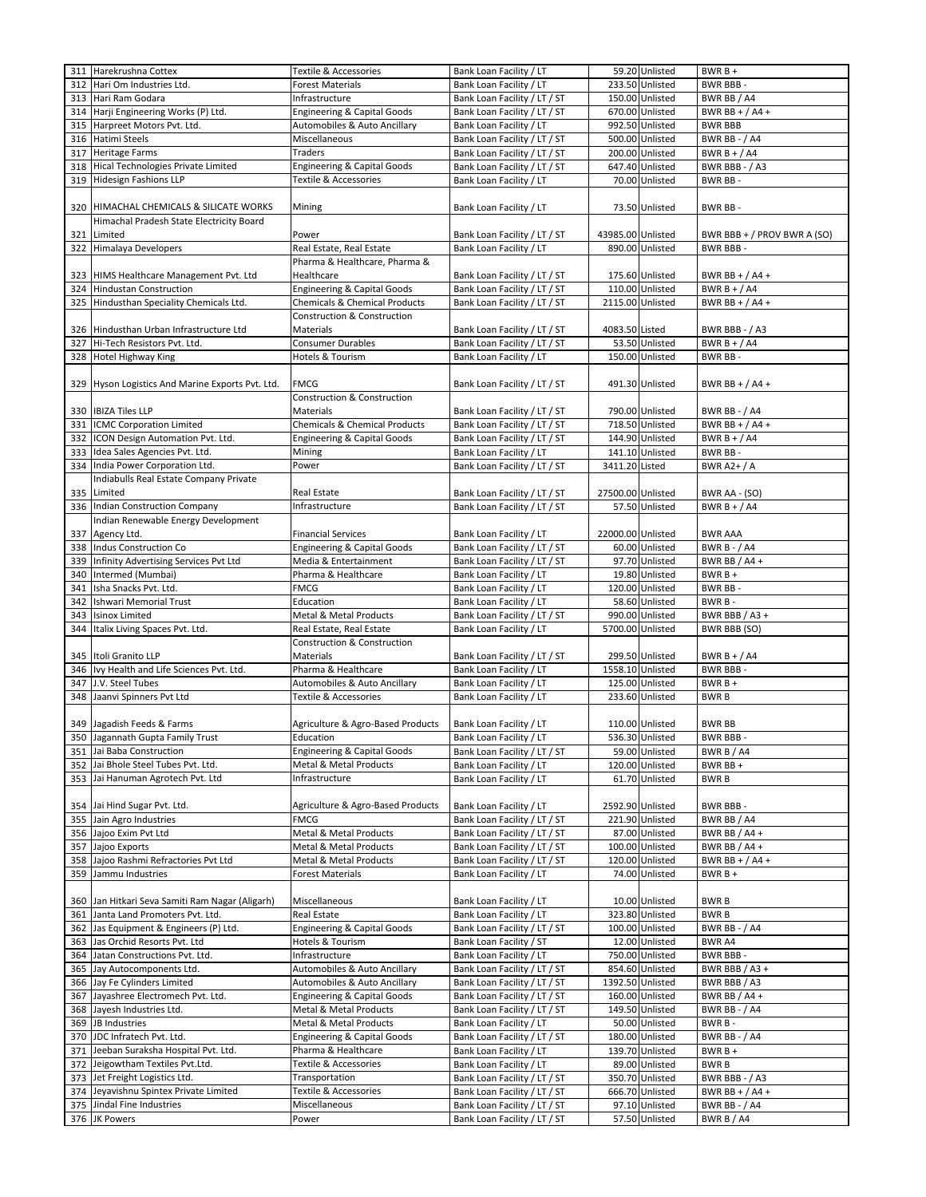| 311 | Harekrushna Cottex | Textile & Accessories | Bank Loan Facility / LT | 59.20 | Unlisted | BWR B + |
|---|---|---|---|---|---|---|
| 312 | Hari Om Industries Ltd. | Forest Materials | Bank Loan Facility / LT | 233.50 | Unlisted | BWR BBB - |
| 313 | Hari Ram Godara | Infrastructure | Bank Loan Facility / LT / ST | 150.00 | Unlisted | BWR BB / A4 |
| 314 | Harji Engineering Works (P) Ltd. | Engineering & Capital Goods | Bank Loan Facility / LT / ST | 670.00 | Unlisted | BWR BB + / A4 + |
| 315 | Harpreet Motors Pvt. Ltd. | Automobiles & Auto Ancillary | Bank Loan Facility / LT | 992.50 | Unlisted | BWR BBB |
| 316 | Hatimi Steels | Miscellaneous | Bank Loan Facility / LT / ST | 500.00 | Unlisted | BWR BB - / A4 |
| 317 | Heritage Farms | Traders | Bank Loan Facility / LT / ST | 200.00 | Unlisted | BWR B + / A4 |
| 318 | Hical Technologies Private Limited | Engineering & Capital Goods | Bank Loan Facility / LT / ST | 647.40 | Unlisted | BWR BBB - / A3 |
| 319 | Hidesign Fashions LLP | Textile & Accessories | Bank Loan Facility / LT | 70.00 | Unlisted | BWR BB - |
| 320 | HIMACHAL CHEMICALS & SILICATE WORKS | Mining | Bank Loan Facility / LT | 73.50 | Unlisted | BWR BB - |
| 321 | Himachal Pradesh State Electricity Board Limited | Power | Bank Loan Facility / LT / ST | 43985.00 | Unlisted | BWR BBB + / PROV BWR A (SO) |
| 322 | Himalaya Developers | Real Estate, Real Estate | Bank Loan Facility / LT | 890.00 | Unlisted | BWR BBB - |
| 323 | HIMS Healthcare Management Pvt. Ltd | Pharma & Healthcare, Pharma & Healthcare | Bank Loan Facility / LT / ST | 175.60 | Unlisted | BWR BB + / A4 + |
| 324 | Hindustan Construction | Engineering & Capital Goods | Bank Loan Facility / LT / ST | 110.00 | Unlisted | BWR B + / A4 |
| 325 | Hindusthan Speciality Chemicals Ltd. | Chemicals & Chemical Products | Bank Loan Facility / LT / ST | 2115.00 | Unlisted | BWR BB + / A4 + |
| 326 | Hindusthan Urban Infrastructure Ltd | Construction & Construction Materials | Bank Loan Facility / LT / ST | 4083.50 | Listed | BWR BBB - / A3 |
| 327 | Hi-Tech Resistors Pvt. Ltd. | Consumer Durables | Bank Loan Facility / LT / ST | 53.50 | Unlisted | BWR B + / A4 |
| 328 | Hotel Highway King | Hotels & Tourism | Bank Loan Facility / LT | 150.00 | Unlisted | BWR BB - |
| 329 | Hyson Logistics And Marine Exports Pvt. Ltd. | FMCG | Bank Loan Facility / LT / ST | 491.30 | Unlisted | BWR BB + / A4 + |
| 330 | IBIZA Tiles LLP | Construction & Construction Materials | Bank Loan Facility / LT / ST | 790.00 | Unlisted | BWR BB - / A4 |
| 331 | ICMC Corporation Limited | Chemicals & Chemical Products | Bank Loan Facility / LT / ST | 718.50 | Unlisted | BWR BB + / A4 + |
| 332 | ICON Design Automation Pvt. Ltd. | Engineering & Capital Goods | Bank Loan Facility / LT / ST | 144.90 | Unlisted | BWR B + / A4 |
| 333 | Idea Sales Agencies Pvt. Ltd. | Mining | Bank Loan Facility / LT | 141.10 | Unlisted | BWR BB - |
| 334 | India Power Corporation Ltd. | Power | Bank Loan Facility / LT / ST | 3411.20 | Listed | BWR A2+ / A |
| 335 | Indiabulls Real Estate Company Private Limited | Real Estate | Bank Loan Facility / LT / ST | 27500.00 | Unlisted | BWR AA - (SO) |
| 336 | Indian Construction Company | Infrastructure | Bank Loan Facility / LT / ST | 57.50 | Unlisted | BWR B + / A4 |
| 337 | Indian Renewable Energy Development Agency Ltd. | Financial Services | Bank Loan Facility / LT | 22000.00 | Unlisted | BWR AAA |
| 338 | Indus Construction Co | Engineering & Capital Goods | Bank Loan Facility / LT / ST | 60.00 | Unlisted | BWR B - / A4 |
| 339 | Infinity Advertising Services Pvt Ltd | Media & Entertainment | Bank Loan Facility / LT / ST | 97.70 | Unlisted | BWR BB / A4 + |
| 340 | Intermed (Mumbai) | Pharma & Healthcare | Bank Loan Facility / LT | 19.80 | Unlisted | BWR B + |
| 341 | Isha Snacks Pvt. Ltd. | FMCG | Bank Loan Facility / LT | 120.00 | Unlisted | BWR BB - |
| 342 | Ishwari Memorial Trust | Education | Bank Loan Facility / LT | 58.60 | Unlisted | BWR B - |
| 343 | Isinox Limited | Metal & Metal Products | Bank Loan Facility / LT / ST | 990.00 | Unlisted | BWR BBB / A3 + |
| 344 | Italix Living Spaces Pvt. Ltd. | Real Estate, Real Estate | Bank Loan Facility / LT | 5700.00 | Unlisted | BWR BBB (SO) |
| 345 | Itoli Granito LLP | Construction & Construction Materials | Bank Loan Facility / LT / ST | 299.50 | Unlisted | BWR B + / A4 |
| 346 | Ivy Health and Life Sciences Pvt. Ltd. | Pharma & Healthcare | Bank Loan Facility / LT | 1558.10 | Unlisted | BWR BBB - |
| 347 | J.V. Steel Tubes | Automobiles & Auto Ancillary | Bank Loan Facility / LT | 125.00 | Unlisted | BWR B + |
| 348 | Jaanvi Spinners Pvt Ltd | Textile & Accessories | Bank Loan Facility / LT | 233.60 | Unlisted | BWR B |
| 349 | Jagadish Feeds & Farms | Agriculture & Agro-Based Products | Bank Loan Facility / LT | 110.00 | Unlisted | BWR BB |
| 350 | Jagannath Gupta Family Trust | Education | Bank Loan Facility / LT | 536.30 | Unlisted | BWR BBB - |
| 351 | Jai Baba Construction | Engineering & Capital Goods | Bank Loan Facility / LT / ST | 59.00 | Unlisted | BWR B / A4 |
| 352 | Jai Bhole Steel Tubes Pvt. Ltd. | Metal & Metal Products | Bank Loan Facility / LT | 120.00 | Unlisted | BWR BB + |
| 353 | Jai Hanuman Agrotech Pvt. Ltd | Infrastructure | Bank Loan Facility / LT | 61.70 | Unlisted | BWR B |
| 354 | Jai Hind Sugar Pvt. Ltd. | Agriculture & Agro-Based Products | Bank Loan Facility / LT | 2592.90 | Unlisted | BWR BBB - |
| 355 | Jain Agro Industries | FMCG | Bank Loan Facility / LT / ST | 221.90 | Unlisted | BWR BB / A4 |
| 356 | Jajoo Exim Pvt Ltd | Metal & Metal Products | Bank Loan Facility / LT / ST | 87.00 | Unlisted | BWR BB / A4 + |
| 357 | Jajoo Exports | Metal & Metal Products | Bank Loan Facility / LT / ST | 100.00 | Unlisted | BWR BB / A4 + |
| 358 | Jajoo Rashmi Refractories Pvt Ltd | Metal & Metal Products | Bank Loan Facility / LT / ST | 120.00 | Unlisted | BWR BB + / A4 + |
| 359 | Jammu Industries | Forest Materials | Bank Loan Facility / LT | 74.00 | Unlisted | BWR B + |
| 360 | Jan Hitkari Seva Samiti Ram Nagar (Aligarh) | Miscellaneous | Bank Loan Facility / LT | 10.00 | Unlisted | BWR B |
| 361 | Janta Land Promoters Pvt. Ltd. | Real Estate | Bank Loan Facility / LT | 323.80 | Unlisted | BWR B |
| 362 | Jas Equipment & Engineers (P) Ltd. | Engineering & Capital Goods | Bank Loan Facility / LT / ST | 100.00 | Unlisted | BWR BB - / A4 |
| 363 | Jas Orchid Resorts Pvt. Ltd | Hotels & Tourism | Bank Loan Facility / ST | 12.00 | Unlisted | BWR A4 |
| 364 | Jatan Constructions Pvt. Ltd. | Infrastructure | Bank Loan Facility / LT | 750.00 | Unlisted | BWR BBB - |
| 365 | Jay Autocomponents Ltd. | Automobiles & Auto Ancillary | Bank Loan Facility / LT / ST | 854.60 | Unlisted | BWR BBB / A3 + |
| 366 | Jay Fe Cylinders Limited | Automobiles & Auto Ancillary | Bank Loan Facility / LT / ST | 1392.50 | Unlisted | BWR BBB / A3 |
| 367 | Jayashree Electromech Pvt. Ltd. | Engineering & Capital Goods | Bank Loan Facility / LT / ST | 160.00 | Unlisted | BWR BB / A4 + |
| 368 | Jayesh Industries Ltd. | Metal & Metal Products | Bank Loan Facility / LT / ST | 149.50 | Unlisted | BWR BB - / A4 |
| 369 | JB Industries | Metal & Metal Products | Bank Loan Facility / LT | 50.00 | Unlisted | BWR B - |
| 370 | JDC Infratech Pvt. Ltd. | Engineering & Capital Goods | Bank Loan Facility / LT / ST | 180.00 | Unlisted | BWR BB - / A4 |
| 371 | Jeeban Suraksha Hospital Pvt. Ltd. | Pharma & Healthcare | Bank Loan Facility / LT | 139.70 | Unlisted | BWR B + |
| 372 | Jeigowtham Textiles Pvt.Ltd. | Textile & Accessories | Bank Loan Facility / LT | 89.00 | Unlisted | BWR B |
| 373 | Jet Freight Logistics Ltd. | Transportation | Bank Loan Facility / LT / ST | 350.70 | Unlisted | BWR BBB - / A3 |
| 374 | Jeyavishnu Spintex Private Limited | Textile & Accessories | Bank Loan Facility / LT / ST | 666.70 | Unlisted | BWR BB + / A4 + |
| 375 | Jindal Fine Industries | Miscellaneous | Bank Loan Facility / LT / ST | 97.10 | Unlisted | BWR BB - / A4 |
| 376 | JK Powers | Power | Bank Loan Facility / LT / ST | 57.50 | Unlisted | BWR B / A4 |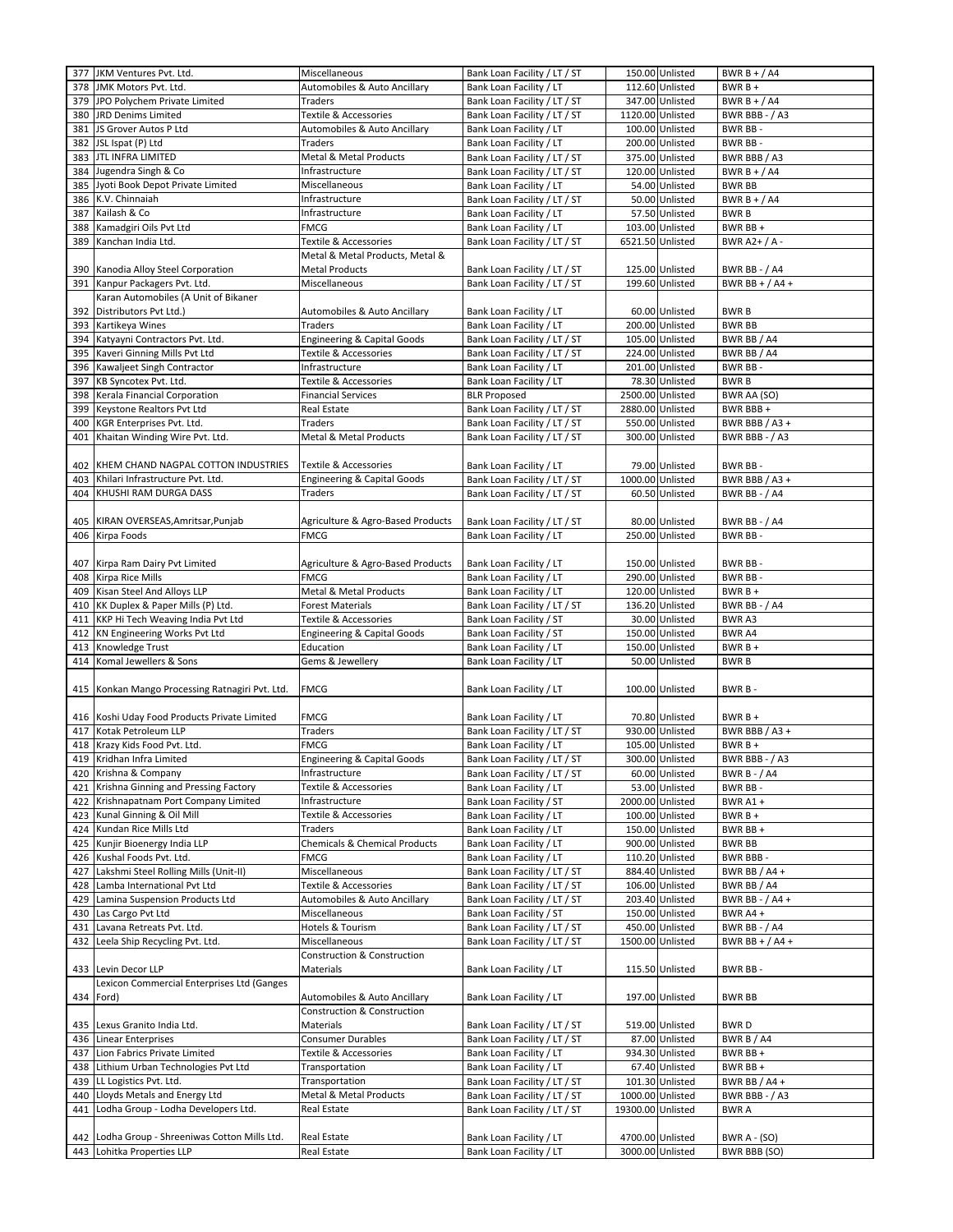| 377 | JKM Ventures Pvt. Ltd. | Miscellaneous | Bank Loan Facility / LT / ST | 150.00 | Unlisted | BWR B + / A4 |
|---|---|---|---|---|---|---|
| 378 | JMK Motors Pvt. Ltd. | Automobiles & Auto Ancillary | Bank Loan Facility / LT | 112.60 | Unlisted | BWR B + |
| 379 | JPO Polychem Private Limited | Traders | Bank Loan Facility / LT / ST | 347.00 | Unlisted | BWR B + / A4 |
| 380 | JRD Denims Limited | Textile & Accessories | Bank Loan Facility / LT / ST | 1120.00 | Unlisted | BWR BBB - / A3 |
| 381 | JS Grover Autos P Ltd | Automobiles & Auto Ancillary | Bank Loan Facility / LT | 100.00 | Unlisted | BWR BB - |
| 382 | JSL Ispat (P) Ltd | Traders | Bank Loan Facility / LT | 200.00 | Unlisted | BWR BB - |
| 383 | JTL INFRA LIMITED | Metal & Metal Products | Bank Loan Facility / LT / ST | 375.00 | Unlisted | BWR BBB / A3 |
| 384 | Jugendra Singh & Co | Infrastructure | Bank Loan Facility / LT / ST | 120.00 | Unlisted | BWR B + / A4 |
| 385 | Jyoti Book Depot Private Limited | Miscellaneous | Bank Loan Facility / LT | 54.00 | Unlisted | BWR BB |
| 386 | K.V. Chinnaiah | Infrastructure | Bank Loan Facility / LT / ST | 50.00 | Unlisted | BWR B + / A4 |
| 387 | Kailash & Co | Infrastructure | Bank Loan Facility / LT | 57.50 | Unlisted | BWR B |
| 388 | Kamadgiri Oils Pvt Ltd | FMCG | Bank Loan Facility / LT | 103.00 | Unlisted | BWR BB + |
| 389 | Kanchan India Ltd. | Textile & Accessories | Bank Loan Facility / LT / ST | 6521.50 | Unlisted | BWR A2+ / A - |
| 390 | Kanodia Alloy Steel Corporation | Metal & Metal Products, Metal & Metal Products | Bank Loan Facility / LT / ST | 125.00 | Unlisted | BWR BB - / A4 |
| 391 | Kanpur Packagers Pvt. Ltd. | Miscellaneous | Bank Loan Facility / LT / ST | 199.60 | Unlisted | BWR BB + / A4 + |
| 392 | Karan Automobiles (A Unit of Bikaner Distributors Pvt Ltd.) | Automobiles & Auto Ancillary | Bank Loan Facility / LT | 60.00 | Unlisted | BWR B |
| 393 | Kartikeya Wines | Traders | Bank Loan Facility / LT | 200.00 | Unlisted | BWR BB |
| 394 | Katyayni Contractors Pvt. Ltd. | Engineering & Capital Goods | Bank Loan Facility / LT / ST | 105.00 | Unlisted | BWR BB / A4 |
| 395 | Kaveri Ginning Mills Pvt Ltd | Textile & Accessories | Bank Loan Facility / LT / ST | 224.00 | Unlisted | BWR BB / A4 |
| 396 | Kawaljeet Singh Contractor | Infrastructure | Bank Loan Facility / LT | 201.00 | Unlisted | BWR BB - |
| 397 | KB Syncotex Pvt. Ltd. | Textile & Accessories | Bank Loan Facility / LT | 78.30 | Unlisted | BWR B |
| 398 | Kerala Financial Corporation | Financial Services | BLR Proposed | 2500.00 | Unlisted | BWR AA (SO) |
| 399 | Keystone Realtors Pvt Ltd | Real Estate | Bank Loan Facility / LT / ST | 2880.00 | Unlisted | BWR BBB + |
| 400 | KGR Enterprises Pvt. Ltd. | Traders | Bank Loan Facility / LT / ST | 550.00 | Unlisted | BWR BBB / A3 + |
| 401 | Khaitan Winding Wire Pvt. Ltd. | Metal & Metal Products | Bank Loan Facility / LT / ST | 300.00 | Unlisted | BWR BBB - / A3 |
| 402 | KHEM CHAND NAGPAL COTTON INDUSTRIES | Textile & Accessories | Bank Loan Facility / LT | 79.00 | Unlisted | BWR BB - |
| 403 | Khilari Infrastructure Pvt. Ltd. | Engineering & Capital Goods | Bank Loan Facility / LT / ST | 1000.00 | Unlisted | BWR BBB / A3 + |
| 404 | KHUSHI RAM DURGA DASS | Traders | Bank Loan Facility / LT / ST | 60.50 | Unlisted | BWR BB - / A4 |
| 405 | KIRAN OVERSEAS,Amritsar,Punjab | Agriculture & Agro-Based Products | Bank Loan Facility / LT / ST | 80.00 | Unlisted | BWR BB - / A4 |
| 406 | Kirpa Foods | FMCG | Bank Loan Facility / LT | 250.00 | Unlisted | BWR BB - |
| 407 | Kirpa Ram Dairy Pvt Limited | Agriculture & Agro-Based Products | Bank Loan Facility / LT | 150.00 | Unlisted | BWR BB - |
| 408 | Kirpa Rice Mills | FMCG | Bank Loan Facility / LT | 290.00 | Unlisted | BWR BB - |
| 409 | Kisan Steel And Alloys LLP | Metal & Metal Products | Bank Loan Facility / LT | 120.00 | Unlisted | BWR B + |
| 410 | KK Duplex & Paper Mills (P) Ltd. | Forest Materials | Bank Loan Facility / LT / ST | 136.20 | Unlisted | BWR BB - / A4 |
| 411 | KKP Hi Tech Weaving India Pvt Ltd | Textile & Accessories | Bank Loan Facility / ST | 30.00 | Unlisted | BWR A3 |
| 412 | KN Engineering Works Pvt Ltd | Engineering & Capital Goods | Bank Loan Facility / ST | 150.00 | Unlisted | BWR A4 |
| 413 | Knowledge Trust | Education | Bank Loan Facility / LT | 150.00 | Unlisted | BWR B + |
| 414 | Komal Jewellers & Sons | Gems & Jewellery | Bank Loan Facility / LT | 50.00 | Unlisted | BWR B |
| 415 | Konkan Mango Processing Ratnagiri Pvt. Ltd. | FMCG | Bank Loan Facility / LT | 100.00 | Unlisted | BWR B - |
| 416 | Koshi Uday Food Products Private Limited | FMCG | Bank Loan Facility / LT | 70.80 | Unlisted | BWR B + |
| 417 | Kotak Petroleum LLP | Traders | Bank Loan Facility / LT / ST | 930.00 | Unlisted | BWR BBB / A3 + |
| 418 | Krazy Kids Food Pvt. Ltd. | FMCG | Bank Loan Facility / LT | 105.00 | Unlisted | BWR B + |
| 419 | Kridhan Infra Limited | Engineering & Capital Goods | Bank Loan Facility / LT / ST | 300.00 | Unlisted | BWR BBB - / A3 |
| 420 | Krishna & Company | Infrastructure | Bank Loan Facility / LT / ST | 60.00 | Unlisted | BWR B - / A4 |
| 421 | Krishna Ginning and Pressing Factory | Textile & Accessories | Bank Loan Facility / LT | 53.00 | Unlisted | BWR BB - |
| 422 | Krishnapatnam Port Company Limited | Infrastructure | Bank Loan Facility / ST | 2000.00 | Unlisted | BWR A1 + |
| 423 | Kunal Ginning & Oil Mill | Textile & Accessories | Bank Loan Facility / LT | 100.00 | Unlisted | BWR B + |
| 424 | Kundan Rice Mills Ltd | Traders | Bank Loan Facility / LT | 150.00 | Unlisted | BWR BB + |
| 425 | Kunjir Bioenergy India LLP | Chemicals & Chemical Products | Bank Loan Facility / LT | 900.00 | Unlisted | BWR BB |
| 426 | Kushal Foods Pvt. Ltd. | FMCG | Bank Loan Facility / LT | 110.20 | Unlisted | BWR BBB - |
| 427 | Lakshmi Steel Rolling Mills (Unit-II) | Miscellaneous | Bank Loan Facility / LT / ST | 884.40 | Unlisted | BWR BB / A4 + |
| 428 | Lamba International Pvt Ltd | Textile & Accessories | Bank Loan Facility / LT / ST | 106.00 | Unlisted | BWR BB / A4 |
| 429 | Lamina Suspension Products Ltd | Automobiles & Auto Ancillary | Bank Loan Facility / LT / ST | 203.40 | Unlisted | BWR BB - / A4 + |
| 430 | Las Cargo Pvt Ltd | Miscellaneous | Bank Loan Facility / ST | 150.00 | Unlisted | BWR A4 + |
| 431 | Lavana Retreats Pvt. Ltd. | Hotels & Tourism | Bank Loan Facility / LT / ST | 450.00 | Unlisted | BWR BB - / A4 |
| 432 | Leela Ship Recycling Pvt. Ltd. | Miscellaneous | Bank Loan Facility / LT / ST | 1500.00 | Unlisted | BWR BB + / A4 + |
| 433 | Levin Decor LLP | Construction & Construction Materials | Bank Loan Facility / LT | 115.50 | Unlisted | BWR BB - |
| 434 | Lexicon Commercial Enterprises Ltd (Ganges Ford) | Automobiles & Auto Ancillary | Bank Loan Facility / LT | 197.00 | Unlisted | BWR BB |
| 435 | Lexus Granito India Ltd. | Construction & Construction Materials | Bank Loan Facility / LT / ST | 519.00 | Unlisted | BWR D |
| 436 | Linear Enterprises | Consumer Durables | Bank Loan Facility / LT / ST | 87.00 | Unlisted | BWR B / A4 |
| 437 | Lion Fabrics Private Limited | Textile & Accessories | Bank Loan Facility / LT | 934.30 | Unlisted | BWR BB + |
| 438 | Lithium Urban Technologies Pvt Ltd | Transportation | Bank Loan Facility / LT | 67.40 | Unlisted | BWR BB + |
| 439 | LL Logistics Pvt. Ltd. | Transportation | Bank Loan Facility / LT / ST | 101.30 | Unlisted | BWR BB / A4 + |
| 440 | Lloyds Metals and Energy Ltd | Metal & Metal Products | Bank Loan Facility / LT / ST | 1000.00 | Unlisted | BWR BBB - / A3 |
| 441 | Lodha Group - Lodha Developers Ltd. | Real Estate | Bank Loan Facility / LT / ST | 19300.00 | Unlisted | BWR A |
| 442 | Lodha Group - Shreeniwas Cotton Mills Ltd. | Real Estate | Bank Loan Facility / LT | 4700.00 | Unlisted | BWR A - (SO) |
| 443 | Lohitka Properties LLP | Real Estate | Bank Loan Facility / LT | 3000.00 | Unlisted | BWR BBB (SO) |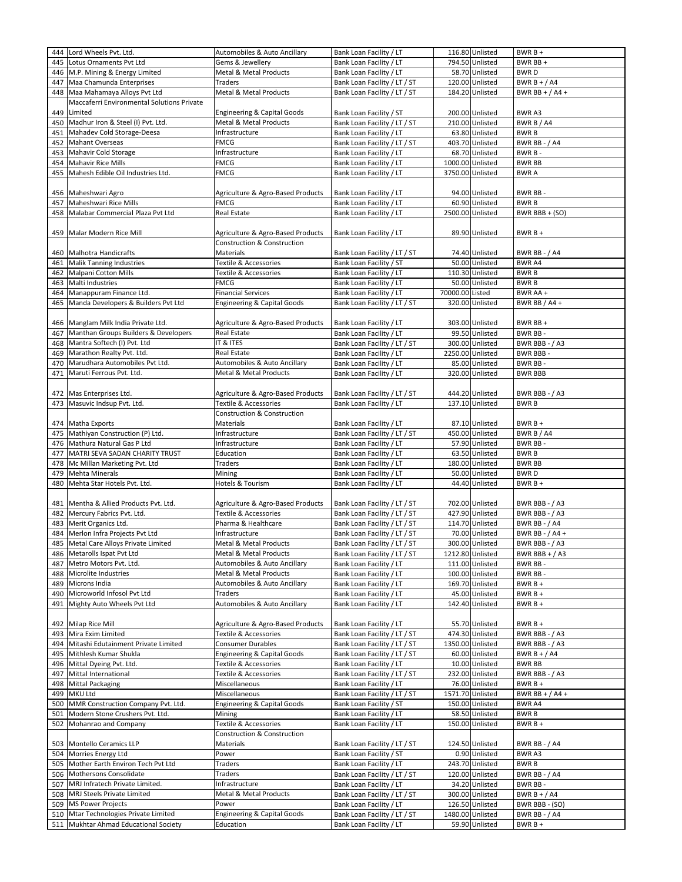| 444 | Lord Wheels Pvt. Ltd. | Automobiles & Auto Ancillary | Bank Loan Facility / LT | 116.80 | Unlisted | BWR B + |
|---|---|---|---|---|---|---|
| 445 | Lotus Ornaments Pvt Ltd | Gems & Jewellery | Bank Loan Facility / LT | 794.50 | Unlisted | BWR BB + |
| 446 | M.P. Mining & Energy Limited | Metal & Metal Products | Bank Loan Facility / LT | 58.70 | Unlisted | BWR D |
| 447 | Maa Chamunda Enterprises | Traders | Bank Loan Facility / LT / ST | 120.00 | Unlisted | BWR B + / A4 |
| 448 | Maa Mahamaya Alloys Pvt Ltd | Metal & Metal Products | Bank Loan Facility / LT / ST | 184.20 | Unlisted | BWR BB + / A4 + |
| 449 | Maccaferri Environmental Solutions Private Limited | Engineering & Capital Goods | Bank Loan Facility / ST | 200.00 | Unlisted | BWR A3 |
| 450 | Madhur Iron & Steel (I) Pvt. Ltd. | Metal & Metal Products | Bank Loan Facility / LT / ST | 210.00 | Unlisted | BWR B / A4 |
| 451 | Mahadev Cold Storage-Deesa | Infrastructure | Bank Loan Facility / LT | 63.80 | Unlisted | BWR B |
| 452 | Mahant Overseas | FMCG | Bank Loan Facility / LT / ST | 403.70 | Unlisted | BWR BB - / A4 |
| 453 | Mahavir Cold Storage | Infrastructure | Bank Loan Facility / LT | 68.70 | Unlisted | BWR B - |
| 454 | Mahavir Rice Mills | FMCG | Bank Loan Facility / LT | 1000.00 | Unlisted | BWR BB |
| 455 | Mahesh Edible Oil Industries Ltd. | FMCG | Bank Loan Facility / LT | 3750.00 | Unlisted | BWR A |
| 456 | Maheshwari Agro | Agriculture & Agro-Based Products | Bank Loan Facility / LT | 94.00 | Unlisted | BWR BB - |
| 457 | Maheshwari Rice Mills | FMCG | Bank Loan Facility / LT | 60.90 | Unlisted | BWR B |
| 458 | Malabar Commercial Plaza Pvt Ltd | Real Estate | Bank Loan Facility / LT | 2500.00 | Unlisted | BWR BBB + (SO) |
| 459 | Malar Modern Rice Mill | Agriculture & Agro-Based Products | Bank Loan Facility / LT | 89.90 | Unlisted | BWR B + |
| 460 | Malhotra Handicrafts | Construction & Construction Materials | Bank Loan Facility / LT / ST | 74.40 | Unlisted | BWR BB - / A4 |
| 461 | Malik Tanning Industries | Textile & Accessories | Bank Loan Facility / ST | 50.00 | Unlisted | BWR A4 |
| 462 | Malpani Cotton Mills | Textile & Accessories | Bank Loan Facility / LT | 110.30 | Unlisted | BWR B |
| 463 | Malti Industries | FMCG | Bank Loan Facility / LT | 50.00 | Unlisted | BWR B |
| 464 | Manappuram Finance Ltd. | Financial Services | Bank Loan Facility / LT | 70000.00 | Listed | BWR AA + |
| 465 | Manda Developers & Builders Pvt Ltd | Engineering & Capital Goods | Bank Loan Facility / LT / ST | 320.00 | Unlisted | BWR BB / A4 + |
| 466 | Manglam Milk India Private Ltd. | Agriculture & Agro-Based Products | Bank Loan Facility / LT | 303.00 | Unlisted | BWR BB + |
| 467 | Manthan Groups Builders & Developers | Real Estate | Bank Loan Facility / LT | 99.50 | Unlisted | BWR BB - |
| 468 | Mantra Softech (I) Pvt. Ltd | IT & ITES | Bank Loan Facility / LT / ST | 300.00 | Unlisted | BWR BBB - / A3 |
| 469 | Marathon Realty Pvt. Ltd. | Real Estate | Bank Loan Facility / LT | 2250.00 | Unlisted | BWR BBB - |
| 470 | Marudhara Automobiles Pvt Ltd. | Automobiles & Auto Ancillary | Bank Loan Facility / LT | 85.00 | Unlisted | BWR BB - |
| 471 | Maruti Ferrous Pvt. Ltd. | Metal & Metal Products | Bank Loan Facility / LT | 320.00 | Unlisted | BWR BBB |
| 472 | Mas Enterprises Ltd. | Agriculture & Agro-Based Products | Bank Loan Facility / LT / ST | 444.20 | Unlisted | BWR BBB - / A3 |
| 473 | Masuvic Indsup Pvt. Ltd. | Textile & Accessories | Bank Loan Facility / LT | 137.10 | Unlisted | BWR B |
| 474 | Matha Exports | Construction & Construction Materials | Bank Loan Facility / LT | 87.10 | Unlisted | BWR B + |
| 475 | Mathiyan Construction (P) Ltd. | Infrastructure | Bank Loan Facility / LT / ST | 450.00 | Unlisted | BWR B / A4 |
| 476 | Mathura Natural Gas P Ltd | Infrastructure | Bank Loan Facility / LT | 57.90 | Unlisted | BWR BB - |
| 477 | MATRI SEVA SADAN CHARITY TRUST | Education | Bank Loan Facility / LT | 63.50 | Unlisted | BWR B |
| 478 | Mc Millan Marketing Pvt. Ltd | Traders | Bank Loan Facility / LT | 180.00 | Unlisted | BWR BB |
| 479 | Mehta Minerals | Mining | Bank Loan Facility / LT | 50.00 | Unlisted | BWR D |
| 480 | Mehta Star Hotels Pvt. Ltd. | Hotels & Tourism | Bank Loan Facility / LT | 44.40 | Unlisted | BWR B + |
| 481 | Mentha & Allied Products Pvt. Ltd. | Agriculture & Agro-Based Products | Bank Loan Facility / LT / ST | 702.00 | Unlisted | BWR BBB - / A3 |
| 482 | Mercury Fabrics Pvt. Ltd. | Textile & Accessories | Bank Loan Facility / LT / ST | 427.90 | Unlisted | BWR BBB - / A3 |
| 483 | Merit Organics Ltd. | Pharma & Healthcare | Bank Loan Facility / LT / ST | 114.70 | Unlisted | BWR BB - / A4 |
| 484 | Merlon Infra Projects Pvt Ltd | Infrastructure | Bank Loan Facility / LT / ST | 70.00 | Unlisted | BWR BB - / A4 + |
| 485 | Metal Care Alloys Private Limited | Metal & Metal Products | Bank Loan Facility / LT / ST | 300.00 | Unlisted | BWR BBB - / A3 |
| 486 | Metarolls Ispat Pvt Ltd | Metal & Metal Products | Bank Loan Facility / LT / ST | 1212.80 | Unlisted | BWR BBB + / A3 |
| 487 | Metro Motors Pvt. Ltd. | Automobiles & Auto Ancillary | Bank Loan Facility / LT | 111.00 | Unlisted | BWR BB - |
| 488 | Microlite Industries | Metal & Metal Products | Bank Loan Facility / LT | 100.00 | Unlisted | BWR BB - |
| 489 | Microns India | Automobiles & Auto Ancillary | Bank Loan Facility / LT | 169.70 | Unlisted | BWR B + |
| 490 | Microworld Infosol Pvt Ltd | Traders | Bank Loan Facility / LT | 45.00 | Unlisted | BWR B + |
| 491 | Mighty Auto Wheels Pvt Ltd | Automobiles & Auto Ancillary | Bank Loan Facility / LT | 142.40 | Unlisted | BWR B + |
| 492 | Milap Rice Mill | Agriculture & Agro-Based Products | Bank Loan Facility / LT | 55.70 | Unlisted | BWR B + |
| 493 | Mira Exim Limited | Textile & Accessories | Bank Loan Facility / LT / ST | 474.30 | Unlisted | BWR BBB - / A3 |
| 494 | Mitashi Edutainment Private Limited | Consumer Durables | Bank Loan Facility / LT / ST | 1350.00 | Unlisted | BWR BBB - / A3 |
| 495 | Mithlesh Kumar Shukla | Engineering & Capital Goods | Bank Loan Facility / LT / ST | 60.00 | Unlisted | BWR B + / A4 |
| 496 | Mittal Dyeing Pvt. Ltd. | Textile & Accessories | Bank Loan Facility / LT | 10.00 | Unlisted | BWR BB |
| 497 | Mittal International | Textile & Accessories | Bank Loan Facility / LT / ST | 232.00 | Unlisted | BWR BBB - / A3 |
| 498 | Mittal Packaging | Miscellaneous | Bank Loan Facility / LT | 76.00 | Unlisted | BWR B + |
| 499 | MKU Ltd | Miscellaneous | Bank Loan Facility / LT / ST | 1571.70 | Unlisted | BWR BB + / A4 + |
| 500 | MMR Construction Company Pvt. Ltd. | Engineering & Capital Goods | Bank Loan Facility / ST | 150.00 | Unlisted | BWR A4 |
| 501 | Modern Stone Crushers Pvt. Ltd. | Mining | Bank Loan Facility / LT | 58.50 | Unlisted | BWR B |
| 502 | Mohanrao and Company | Textile & Accessories | Bank Loan Facility / LT | 150.00 | Unlisted | BWR B + |
| 503 | Montello Ceramics LLP | Construction & Construction Materials | Bank Loan Facility / LT / ST | 124.50 | Unlisted | BWR BB - / A4 |
| 504 | Morries Energy Ltd | Power | Bank Loan Facility / ST | 0.90 | Unlisted | BWR A3 |
| 505 | Mother Earth Environ Tech Pvt Ltd | Traders | Bank Loan Facility / LT | 243.70 | Unlisted | BWR B |
| 506 | Mothersons Consolidate | Traders | Bank Loan Facility / LT / ST | 120.00 | Unlisted | BWR BB - / A4 |
| 507 | MRJ Infratech Private Limited. | Infrastructure | Bank Loan Facility / LT | 34.20 | Unlisted | BWR BB - |
| 508 | MRJ Steels Private Limited | Metal & Metal Products | Bank Loan Facility / LT / ST | 300.00 | Unlisted | BWR B + / A4 |
| 509 | MS Power Projects | Power | Bank Loan Facility / LT | 126.50 | Unlisted | BWR BBB - (SO) |
| 510 | Mtar Technologies Private Limited | Engineering & Capital Goods | Bank Loan Facility / LT / ST | 1480.00 | Unlisted | BWR BB - / A4 |
| 511 | Mukhtar Ahmad Educational Society | Education | Bank Loan Facility / LT | 59.90 | Unlisted | BWR B + |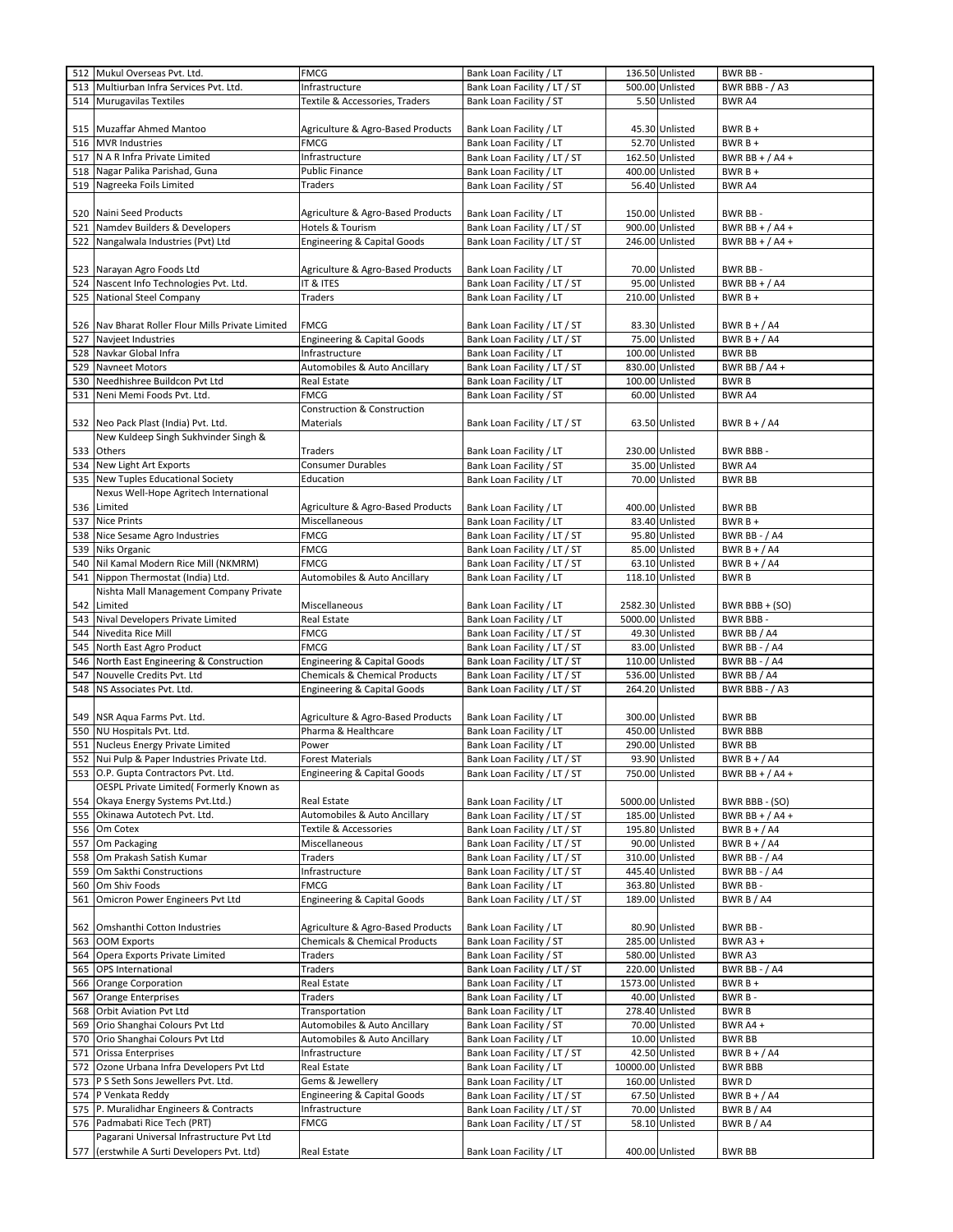| 512 | Mukul Overseas Pvt. Ltd. | FMCG | Bank Loan Facility / LT | 136.50 | Unlisted | BWR BB - |
|---|---|---|---|---|---|---|
| 513 | Multiurban Infra Services Pvt. Ltd. | Infrastructure | Bank Loan Facility / LT / ST | 500.00 | Unlisted | BWR BBB - / A3 |
| 514 | Murugavilas Textiles | Textile & Accessories, Traders | Bank Loan Facility / ST | 5.50 | Unlisted | BWR A4 |
| 515 | Muzaffar Ahmed Mantoo | Agriculture & Agro-Based Products | Bank Loan Facility / LT | 45.30 | Unlisted | BWR B + |
| 516 | MVR Industries | FMCG | Bank Loan Facility / LT | 52.70 | Unlisted | BWR B + |
| 517 | N A R Infra Private Limited | Infrastructure | Bank Loan Facility / LT / ST | 162.50 | Unlisted | BWR BB + / A4 + |
| 518 | Nagar Palika Parishad, Guna | Public Finance | Bank Loan Facility / LT | 400.00 | Unlisted | BWR B + |
| 519 | Nagreeka Foils Limited | Traders | Bank Loan Facility / ST | 56.40 | Unlisted | BWR A4 |
| 520 | Naini Seed Products | Agriculture & Agro-Based Products | Bank Loan Facility / LT | 150.00 | Unlisted | BWR BB - |
| 521 | Namdev Builders & Developers | Hotels & Tourism | Bank Loan Facility / LT / ST | 900.00 | Unlisted | BWR BB + / A4 + |
| 522 | Nangalwala Industries (Pvt) Ltd | Engineering & Capital Goods | Bank Loan Facility / LT / ST | 246.00 | Unlisted | BWR BB + / A4 + |
| 523 | Narayan Agro Foods Ltd | Agriculture & Agro-Based Products | Bank Loan Facility / LT | 70.00 | Unlisted | BWR BB - |
| 524 | Nascent Info Technologies Pvt. Ltd. | IT & ITES | Bank Loan Facility / LT / ST | 95.00 | Unlisted | BWR BB + / A4 |
| 525 | National Steel Company | Traders | Bank Loan Facility / LT | 210.00 | Unlisted | BWR B + |
| 526 | Nav Bharat Roller Flour Mills Private Limited | FMCG | Bank Loan Facility / LT / ST | 83.30 | Unlisted | BWR B + / A4 |
| 527 | Navjeet Industries | Engineering & Capital Goods | Bank Loan Facility / LT / ST | 75.00 | Unlisted | BWR B + / A4 |
| 528 | Navkar Global Infra | Infrastructure | Bank Loan Facility / LT | 100.00 | Unlisted | BWR BB |
| 529 | Navneet Motors | Automobiles & Auto Ancillary | Bank Loan Facility / LT / ST | 830.00 | Unlisted | BWR BB / A4 + |
| 530 | Needhishree Buildcon Pvt Ltd | Real Estate | Bank Loan Facility / LT | 100.00 | Unlisted | BWR B |
| 531 | Neni Memi Foods Pvt. Ltd. | FMCG | Bank Loan Facility / ST | 60.00 | Unlisted | BWR A4 |
| 532 | Neo Pack Plast (India) Pvt. Ltd. | Construction & Construction Materials | Bank Loan Facility / LT / ST | 63.50 | Unlisted | BWR B + / A4 |
| 533 | New Kuldeep Singh Sukhvinder Singh & Others | Traders | Bank Loan Facility / LT | 230.00 | Unlisted | BWR BBB - |
| 534 | New Light Art Exports | Consumer Durables | Bank Loan Facility / ST | 35.00 | Unlisted | BWR A4 |
| 535 | New Tuples Educational Society | Education | Bank Loan Facility / LT | 70.00 | Unlisted | BWR BB |
| 536 | Nexus Well-Hope Agritech International Limited | Agriculture & Agro-Based Products | Bank Loan Facility / LT | 400.00 | Unlisted | BWR BB |
| 537 | Nice Prints | Miscellaneous | Bank Loan Facility / LT | 83.40 | Unlisted | BWR B + |
| 538 | Nice Sesame Agro Industries | FMCG | Bank Loan Facility / LT / ST | 95.80 | Unlisted | BWR BB - / A4 |
| 539 | Niks Organic | FMCG | Bank Loan Facility / LT / ST | 85.00 | Unlisted | BWR B + / A4 |
| 540 | Nil Kamal Modern Rice Mill (NKMRM) | FMCG | Bank Loan Facility / LT / ST | 63.10 | Unlisted | BWR B + / A4 |
| 541 | Nippon Thermostat (India) Ltd. | Automobiles & Auto Ancillary | Bank Loan Facility / LT | 118.10 | Unlisted | BWR B |
| 542 | Nishta Mall Management Company Private Limited | Miscellaneous | Bank Loan Facility / LT | 2582.30 | Unlisted | BWR BBB + (SO) |
| 543 | Nival Developers Private Limited | Real Estate | Bank Loan Facility / LT | 5000.00 | Unlisted | BWR BBB - |
| 544 | Nivedita Rice Mill | FMCG | Bank Loan Facility / LT / ST | 49.30 | Unlisted | BWR BB / A4 |
| 545 | North East Agro Product | FMCG | Bank Loan Facility / LT / ST | 83.00 | Unlisted | BWR BB - / A4 |
| 546 | North East Engineering & Construction | Engineering & Capital Goods | Bank Loan Facility / LT / ST | 110.00 | Unlisted | BWR BB - / A4 |
| 547 | Nouvelle Credits Pvt. Ltd | Chemicals & Chemical Products | Bank Loan Facility / LT / ST | 536.00 | Unlisted | BWR BB / A4 |
| 548 | NS Associates Pvt. Ltd. | Engineering & Capital Goods | Bank Loan Facility / LT / ST | 264.20 | Unlisted | BWR BBB - / A3 |
| 549 | NSR Aqua Farms Pvt. Ltd. | Agriculture & Agro-Based Products | Bank Loan Facility / LT | 300.00 | Unlisted | BWR BB |
| 550 | NU Hospitals Pvt. Ltd. | Pharma & Healthcare | Bank Loan Facility / LT | 450.00 | Unlisted | BWR BBB |
| 551 | Nucleus Energy Private Limited | Power | Bank Loan Facility / LT | 290.00 | Unlisted | BWR BB |
| 552 | Nui Pulp & Paper Industries Private Ltd. | Forest Materials | Bank Loan Facility / LT / ST | 93.90 | Unlisted | BWR B + / A4 |
| 553 | O.P. Gupta Contractors Pvt. Ltd. | Engineering & Capital Goods | Bank Loan Facility / LT / ST | 750.00 | Unlisted | BWR BB + / A4 + |
| 554 | OESPL Private Limited( Formerly Known as Okaya Energy Systems Pvt.Ltd.) | Real Estate | Bank Loan Facility / LT | 5000.00 | Unlisted | BWR BBB - (SO) |
| 555 | Okinawa Autotech Pvt. Ltd. | Automobiles & Auto Ancillary | Bank Loan Facility / LT / ST | 185.00 | Unlisted | BWR BB + / A4 + |
| 556 | Om Cotex | Textile & Accessories | Bank Loan Facility / LT / ST | 195.80 | Unlisted | BWR B + / A4 |
| 557 | Om Packaging | Miscellaneous | Bank Loan Facility / LT / ST | 90.00 | Unlisted | BWR B + / A4 |
| 558 | Om Prakash Satish Kumar | Traders | Bank Loan Facility / LT / ST | 310.00 | Unlisted | BWR BB - / A4 |
| 559 | Om Sakthi Constructions | Infrastructure | Bank Loan Facility / LT / ST | 445.40 | Unlisted | BWR BB - / A4 |
| 560 | Om Shiv Foods | FMCG | Bank Loan Facility / LT | 363.80 | Unlisted | BWR BB - |
| 561 | Omicron Power Engineers Pvt Ltd | Engineering & Capital Goods | Bank Loan Facility / LT / ST | 189.00 | Unlisted | BWR B / A4 |
| 562 | Omshanthi Cotton Industries | Agriculture & Agro-Based Products | Bank Loan Facility / LT | 80.90 | Unlisted | BWR BB - |
| 563 | OOM Exports | Chemicals & Chemical Products | Bank Loan Facility / ST | 285.00 | Unlisted | BWR A3 + |
| 564 | Opera Exports Private Limited | Traders | Bank Loan Facility / ST | 580.00 | Unlisted | BWR A3 |
| 565 | OPS International | Traders | Bank Loan Facility / LT / ST | 220.00 | Unlisted | BWR BB - / A4 |
| 566 | Orange Corporation | Real Estate | Bank Loan Facility / LT | 1573.00 | Unlisted | BWR B + |
| 567 | Orange Enterprises | Traders | Bank Loan Facility / LT | 40.00 | Unlisted | BWR B - |
| 568 | Orbit Aviation Pvt Ltd | Transportation | Bank Loan Facility / LT | 278.40 | Unlisted | BWR B |
| 569 | Orio Shanghai Colours Pvt Ltd | Automobiles & Auto Ancillary | Bank Loan Facility / ST | 70.00 | Unlisted | BWR A4 + |
| 570 | Orio Shanghai Colours Pvt Ltd | Automobiles & Auto Ancillary | Bank Loan Facility / LT | 10.00 | Unlisted | BWR BB |
| 571 | Orissa Enterprises | Infrastructure | Bank Loan Facility / LT / ST | 42.50 | Unlisted | BWR B + / A4 |
| 572 | Ozone Urbana Infra Developers Pvt Ltd | Real Estate | Bank Loan Facility / LT | 10000.00 | Unlisted | BWR BBB |
| 573 | P S Seth Sons Jewellers Pvt. Ltd. | Gems & Jewellery | Bank Loan Facility / LT | 160.00 | Unlisted | BWR D |
| 574 | P Venkata Reddy | Engineering & Capital Goods | Bank Loan Facility / LT / ST | 67.50 | Unlisted | BWR B + / A4 |
| 575 | P. Muralidhar Engineers & Contracts | Infrastructure | Bank Loan Facility / LT / ST | 70.00 | Unlisted | BWR B / A4 |
| 576 | Padmabati Rice Tech (PRT) | FMCG | Bank Loan Facility / LT / ST | 58.10 | Unlisted | BWR B / A4 |
| 577 | Pagarani Universal Infrastructure Pvt Ltd (erstwhile A Surti Developers Pvt. Ltd) | Real Estate | Bank Loan Facility / LT | 400.00 | Unlisted | BWR BB |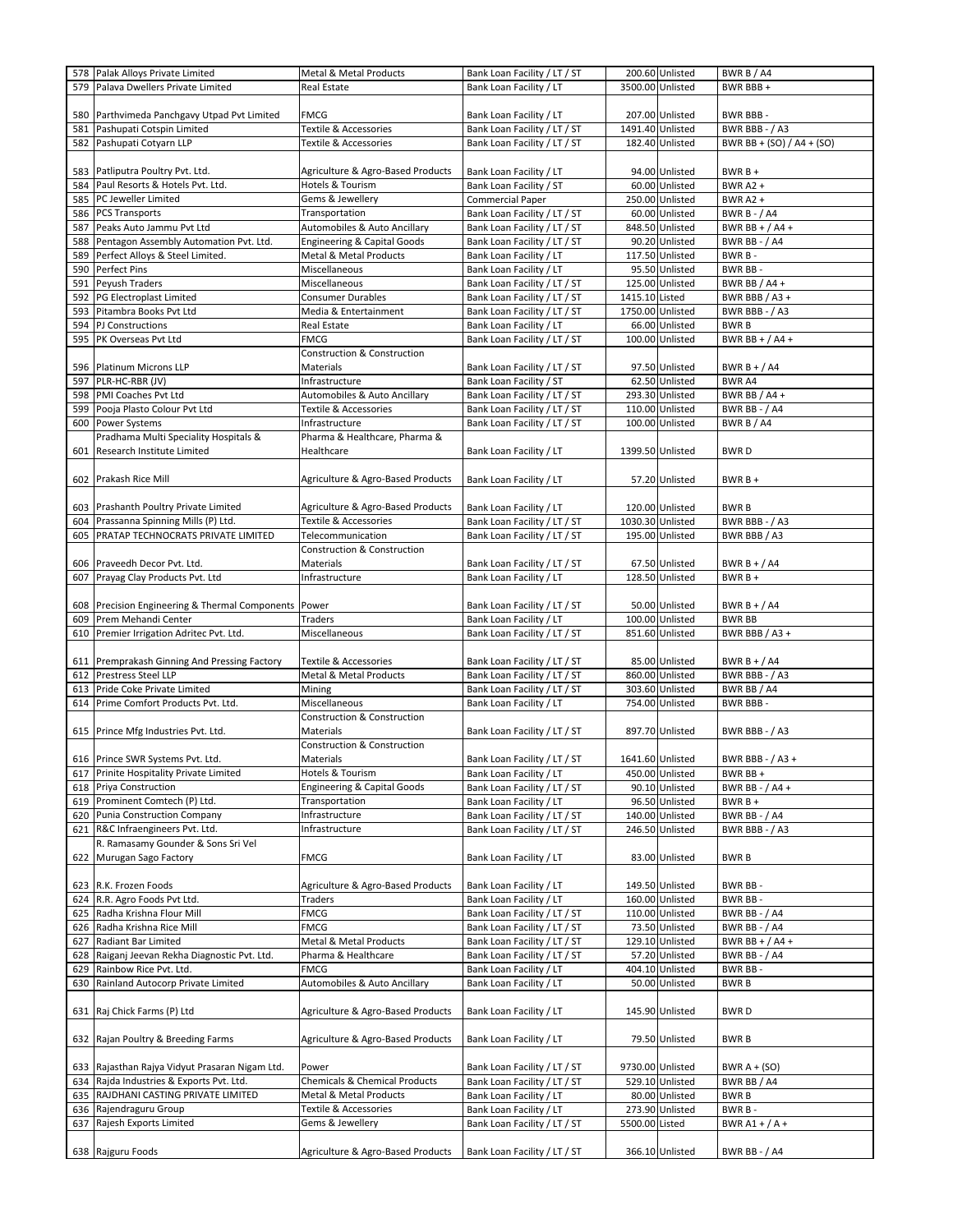| 578 | Palak Alloys Private Limited | Metal & Metal Products | Bank Loan Facility / LT / ST | 200.60 | Unlisted | BWR B / A4 |
|---|---|---|---|---|---|---|
| 579 | Palava Dwellers Private Limited | Real Estate | Bank Loan Facility / LT | 3500.00 | Unlisted | BWR BBB + |
| 580 | Parthvimeda Panchgavy Utpad Pvt Limited | FMCG | Bank Loan Facility / LT | 207.00 | Unlisted | BWR BBB - |
| 581 | Pashupati Cotspin Limited | Textile & Accessories | Bank Loan Facility / LT / ST | 1491.40 | Unlisted | BWR BBB - / A3 |
| 582 | Pashupati Cotyarn LLP | Textile & Accessories | Bank Loan Facility / LT / ST | 182.40 | Unlisted | BWR BB + (SO) / A4 + (SO) |
| 583 | Patliputra Poultry Pvt. Ltd. | Agriculture & Agro-Based Products | Bank Loan Facility / LT | 94.00 | Unlisted | BWR B + |
| 584 | Paul Resorts & Hotels Pvt. Ltd. | Hotels & Tourism | Bank Loan Facility / ST | 60.00 | Unlisted | BWR A2 + |
| 585 | PC Jeweller Limited | Gems & Jewellery | Commercial Paper | 250.00 | Unlisted | BWR A2 + |
| 586 | PCS Transports | Transportation | Bank Loan Facility / LT / ST | 60.00 | Unlisted | BWR B - / A4 |
| 587 | Peaks Auto Jammu Pvt Ltd | Automobiles & Auto Ancillary | Bank Loan Facility / LT / ST | 848.50 | Unlisted | BWR BB + / A4 + |
| 588 | Pentagon Assembly Automation Pvt. Ltd. | Engineering & Capital Goods | Bank Loan Facility / LT / ST | 90.20 | Unlisted | BWR BB - / A4 |
| 589 | Perfect Alloys & Steel Limited. | Metal & Metal Products | Bank Loan Facility / LT | 117.50 | Unlisted | BWR B - |
| 590 | Perfect Pins | Miscellaneous | Bank Loan Facility / LT | 95.50 | Unlisted | BWR BB - |
| 591 | Peyush Traders | Miscellaneous | Bank Loan Facility / LT / ST | 125.00 | Unlisted | BWR BB / A4 + |
| 592 | PG Electroplast Limited | Consumer Durables | Bank Loan Facility / LT / ST | 1415.10 | Listed | BWR BBB / A3 + |
| 593 | Pitambra Books Pvt Ltd | Media & Entertainment | Bank Loan Facility / LT / ST | 1750.00 | Unlisted | BWR BBB - / A3 |
| 594 | PJ Constructions | Real Estate | Bank Loan Facility / LT | 66.00 | Unlisted | BWR B |
| 595 | PK Overseas Pvt Ltd | FMCG | Bank Loan Facility / LT / ST | 100.00 | Unlisted | BWR BB + / A4 + |
| 596 | Platinum Microns LLP | Construction & Construction Materials | Bank Loan Facility / LT / ST | 97.50 | Unlisted | BWR B + / A4 |
| 597 | PLR-HC-RBR (JV) | Infrastructure | Bank Loan Facility / ST | 62.50 | Unlisted | BWR A4 |
| 598 | PMI Coaches Pvt Ltd | Automobiles & Auto Ancillary | Bank Loan Facility / LT / ST | 293.30 | Unlisted | BWR BB / A4 + |
| 599 | Pooja Plasto Colour Pvt Ltd | Textile & Accessories | Bank Loan Facility / LT / ST | 110.00 | Unlisted | BWR BB - / A4 |
| 600 | Power Systems | Infrastructure | Bank Loan Facility / LT / ST | 100.00 | Unlisted | BWR B / A4 |
| 601 | Pradhama Multi Speciality Hospitals & Research Institute Limited | Pharma & Healthcare, Pharma & Healthcare | Bank Loan Facility / LT | 1399.50 | Unlisted | BWR D |
| 602 | Prakash Rice Mill | Agriculture & Agro-Based Products | Bank Loan Facility / LT | 57.20 | Unlisted | BWR B + |
| 603 | Prashanth Poultry Private Limited | Agriculture & Agro-Based Products | Bank Loan Facility / LT | 120.00 | Unlisted | BWR B |
| 604 | Prassanna Spinning Mills (P) Ltd. | Textile & Accessories | Bank Loan Facility / LT / ST | 1030.30 | Unlisted | BWR BBB - / A3 |
| 605 | PRATAP TECHNOCRATS PRIVATE LIMITED | Telecommunication | Bank Loan Facility / LT / ST | 195.00 | Unlisted | BWR BBB / A3 |
| 606 | Praveedh Decor Pvt. Ltd. | Construction & Construction Materials | Bank Loan Facility / LT / ST | 67.50 | Unlisted | BWR B + / A4 |
| 607 | Prayag Clay Products Pvt. Ltd | Infrastructure | Bank Loan Facility / LT | 128.50 | Unlisted | BWR B + |
| 608 | Precision Engineering & Thermal Components | Power | Bank Loan Facility / LT / ST | 50.00 | Unlisted | BWR B + / A4 |
| 609 | Prem Mehandi Center | Traders | Bank Loan Facility / LT | 100.00 | Unlisted | BWR BB |
| 610 | Premier Irrigation Adritec Pvt. Ltd. | Miscellaneous | Bank Loan Facility / LT / ST | 851.60 | Unlisted | BWR BBB / A3 + |
| 611 | Premprakash Ginning And Pressing Factory | Textile & Accessories | Bank Loan Facility / LT / ST | 85.00 | Unlisted | BWR B + / A4 |
| 612 | Prestress Steel LLP | Metal & Metal Products | Bank Loan Facility / LT / ST | 860.00 | Unlisted | BWR BBB - / A3 |
| 613 | Pride Coke Private Limited | Mining | Bank Loan Facility / LT / ST | 303.60 | Unlisted | BWR BB / A4 |
| 614 | Prime Comfort Products Pvt. Ltd. | Miscellaneous | Bank Loan Facility / LT | 754.00 | Unlisted | BWR BBB - |
| 615 | Prince Mfg Industries Pvt. Ltd. | Construction & Construction Materials | Bank Loan Facility / LT / ST | 897.70 | Unlisted | BWR BBB - / A3 |
| 616 | Prince SWR Systems Pvt. Ltd. | Construction & Construction Materials | Bank Loan Facility / LT / ST | 1641.60 | Unlisted | BWR BBB - / A3 + |
| 617 | Prinite Hospitality Private Limited | Hotels & Tourism | Bank Loan Facility / LT | 450.00 | Unlisted | BWR BB + |
| 618 | Priya Construction | Engineering & Capital Goods | Bank Loan Facility / LT / ST | 90.10 | Unlisted | BWR BB - / A4 + |
| 619 | Prominent Comtech (P) Ltd. | Transportation | Bank Loan Facility / LT | 96.50 | Unlisted | BWR B + |
| 620 | Punia Construction Company | Infrastructure | Bank Loan Facility / LT / ST | 140.00 | Unlisted | BWR BB - / A4 |
| 621 | R&C Infraengineers Pvt. Ltd. | Infrastructure | Bank Loan Facility / LT / ST | 246.50 | Unlisted | BWR BBB - / A3 |
| 622 | R. Ramasamy Gounder & Sons Sri Vel Murugan Sago Factory | FMCG | Bank Loan Facility / LT | 83.00 | Unlisted | BWR B |
| 623 | R.K. Frozen Foods | Agriculture & Agro-Based Products | Bank Loan Facility / LT | 149.50 | Unlisted | BWR BB - |
| 624 | R.R. Agro Foods Pvt Ltd. | Traders | Bank Loan Facility / LT | 160.00 | Unlisted | BWR BB - |
| 625 | Radha Krishna Flour Mill | FMCG | Bank Loan Facility / LT / ST | 110.00 | Unlisted | BWR BB - / A4 |
| 626 | Radha Krishna Rice Mill | FMCG | Bank Loan Facility / LT / ST | 73.50 | Unlisted | BWR BB - / A4 |
| 627 | Radiant Bar Limited | Metal & Metal Products | Bank Loan Facility / LT / ST | 129.10 | Unlisted | BWR BB + / A4 + |
| 628 | Raiganj Jeevan Rekha Diagnostic Pvt. Ltd. | Pharma & Healthcare | Bank Loan Facility / LT / ST | 57.20 | Unlisted | BWR BB - / A4 |
| 629 | Rainbow Rice Pvt. Ltd. | FMCG | Bank Loan Facility / LT | 404.10 | Unlisted | BWR BB - |
| 630 | Rainland Autocorp Private Limited | Automobiles & Auto Ancillary | Bank Loan Facility / LT | 50.00 | Unlisted | BWR B |
| 631 | Raj Chick Farms (P) Ltd | Agriculture & Agro-Based Products | Bank Loan Facility / LT | 145.90 | Unlisted | BWR D |
| 632 | Rajan Poultry & Breeding Farms | Agriculture & Agro-Based Products | Bank Loan Facility / LT | 79.50 | Unlisted | BWR B |
| 633 | Rajasthan Rajya Vidyut Prasaran Nigam Ltd. | Power | Bank Loan Facility / LT / ST | 9730.00 | Unlisted | BWR A + (SO) |
| 634 | Rajda Industries & Exports Pvt. Ltd. | Chemicals & Chemical Products | Bank Loan Facility / LT / ST | 529.10 | Unlisted | BWR BB / A4 |
| 635 | RAJDHANI CASTING PRIVATE LIMITED | Metal & Metal Products | Bank Loan Facility / LT | 80.00 | Unlisted | BWR B |
| 636 | Rajendraguru Group | Textile & Accessories | Bank Loan Facility / LT | 273.90 | Unlisted | BWR B - |
| 637 | Rajesh Exports Limited | Gems & Jewellery | Bank Loan Facility / LT / ST | 5500.00 | Listed | BWR A1 + / A + |
| 638 | Rajguru Foods | Agriculture & Agro-Based Products | Bank Loan Facility / LT / ST | 366.10 | Unlisted | BWR BB - / A4 |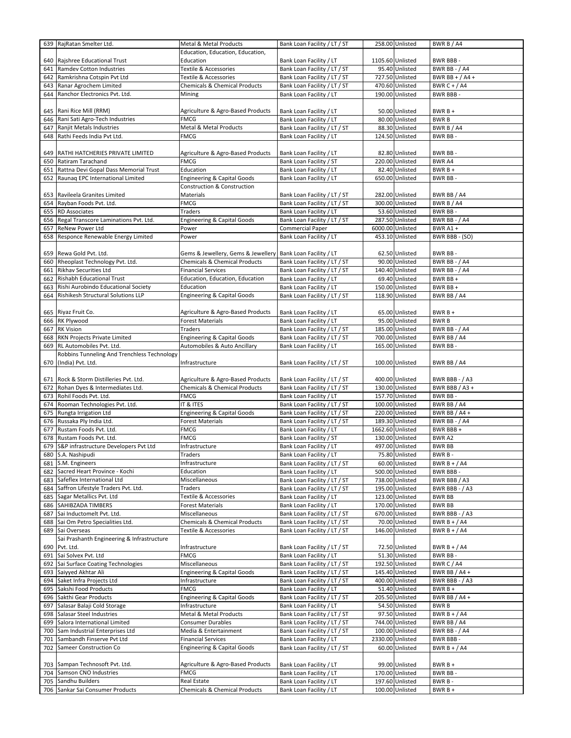| 639 | RajRatan Smelter Ltd. | Metal & Metal Products | Bank Loan Facility / LT / ST | 258.00 | Unlisted | BWR B / A4 |
|---|---|---|---|---|---|---|
| 640 | Rajshree Educational Trust | Education, Education, Education, Education | Bank Loan Facility / LT | 1105.60 | Unlisted | BWR BBB - |
| 641 | Ramdev Cotton Industries | Textile & Accessories | Bank Loan Facility / LT / ST | 95.40 | Unlisted | BWR BB - / A4 |
| 642 | Ramkrishna Cotspin Pvt Ltd | Textile & Accessories | Bank Loan Facility / LT / ST | 727.50 | Unlisted | BWR BB + / A4 + |
| 643 | Ranar Agrochem Limited | Chemicals & Chemical Products | Bank Loan Facility / LT / ST | 470.60 | Unlisted | BWR C + / A4 |
| 644 | Ranchor Electronics Pvt. Ltd. | Mining | Bank Loan Facility / LT | 190.00 | Unlisted | BWR BBB - |
| 645 | Rani Rice Mill (RRM) | Agriculture & Agro-Based Products | Bank Loan Facility / LT | 50.00 | Unlisted | BWR B + |
| 646 | Rani Sati Agro-Tech Industries | FMCG | Bank Loan Facility / LT | 80.00 | Unlisted | BWR B |
| 647 | Ranjit Metals Industries | Metal & Metal Products | Bank Loan Facility / LT / ST | 88.30 | Unlisted | BWR B / A4 |
| 648 | Rathi Feeds India Pvt Ltd. | FMCG | Bank Loan Facility / LT | 124.50 | Unlisted | BWR BB - |
| 649 | RATHI HATCHERIES PRIVATE LIMITED | Agriculture & Agro-Based Products | Bank Loan Facility / LT | 82.80 | Unlisted | BWR BB - |
| 650 | Ratiram Tarachand | FMCG | Bank Loan Facility / ST | 220.00 | Unlisted | BWR A4 |
| 651 | Rattna Devi Gopal Dass Memorial Trust | Education | Bank Loan Facility / LT | 82.40 | Unlisted | BWR B + |
| 652 | Raunaq EPC International Limited | Engineering & Capital Goods | Bank Loan Facility / LT | 650.00 | Unlisted | BWR BB - |
| 653 | Ravileela Granites Limited | Construction & Construction Materials | Bank Loan Facility / LT / ST | 282.00 | Unlisted | BWR BB / A4 |
| 654 | Rayban Foods Pvt. Ltd. | FMCG | Bank Loan Facility / LT / ST | 300.00 | Unlisted | BWR B / A4 |
| 655 | RD Associates | Traders | Bank Loan Facility / LT | 53.60 | Unlisted | BWR BB - |
| 656 | Regal Transcore Laminations Pvt. Ltd. | Engineering & Capital Goods | Bank Loan Facility / LT / ST | 287.50 | Unlisted | BWR BB - / A4 |
| 657 | ReNew Power Ltd | Power | Commercial Paper | 6000.00 | Unlisted | BWR A1 + |
| 658 | Responce Renewable Energy Limited | Power | Bank Loan Facility / LT | 453.10 | Unlisted | BWR BBB - (SO) |
| 659 | Rewa Gold Pvt. Ltd. | Gems & Jewellery, Gems & Jewellery | Bank Loan Facility / LT | 62.50 | Unlisted | BWR BB - |
| 660 | Rheoplast Technology Pvt. Ltd. | Chemicals & Chemical Products | Bank Loan Facility / LT / ST | 90.00 | Unlisted | BWR BB - / A4 |
| 661 | Rikhav Securities Ltd | Financial Services | Bank Loan Facility / LT / ST | 140.40 | Unlisted | BWR BB - / A4 |
| 662 | Rishabh Educational Trust | Education, Education, Education | Bank Loan Facility / LT | 69.40 | Unlisted | BWR BB + |
| 663 | Rishi Aurobindo Educational Society | Education | Bank Loan Facility / LT | 150.00 | Unlisted | BWR BB + |
| 664 | Rishikesh Structural Solutions LLP | Engineering & Capital Goods | Bank Loan Facility / LT / ST | 118.90 | Unlisted | BWR BB / A4 |
| 665 | Riyaz Fruit Co. | Agriculture & Agro-Based Products | Bank Loan Facility / LT | 65.00 | Unlisted | BWR B + |
| 666 | RK Plywood | Forest Materials | Bank Loan Facility / LT | 95.00 | Unlisted | BWR B |
| 667 | RK Vision | Traders | Bank Loan Facility / LT / ST | 185.00 | Unlisted | BWR BB - / A4 |
| 668 | RKN Projects Private Limited | Engineering & Capital Goods | Bank Loan Facility / LT / ST | 700.00 | Unlisted | BWR BB / A4 |
| 669 | RL Automobiles Pvt. Ltd. | Automobiles & Auto Ancillary | Bank Loan Facility / LT | 165.00 | Unlisted | BWR BB - |
| 670 | Robbins Tunneling And Trenchless Technology (India) Pvt. Ltd. | Infrastructure | Bank Loan Facility / LT / ST | 100.00 | Unlisted | BWR BB / A4 |
| 671 | Rock & Storm Distilleries Pvt. Ltd. | Agriculture & Agro-Based Products | Bank Loan Facility / LT / ST | 400.00 | Unlisted | BWR BBB - / A3 |
| 672 | Rohan Dyes & Intermediates Ltd. | Chemicals & Chemical Products | Bank Loan Facility / LT / ST | 130.00 | Unlisted | BWR BBB / A3 + |
| 673 | Rohil Foods Pvt. Ltd. | FMCG | Bank Loan Facility / LT | 157.70 | Unlisted | BWR BB - |
| 674 | Rooman Technologies Pvt. Ltd. | IT & ITES | Bank Loan Facility / LT / ST | 100.00 | Unlisted | BWR BB / A4 |
| 675 | Rungta Irrigation Ltd | Engineering & Capital Goods | Bank Loan Facility / LT / ST | 220.00 | Unlisted | BWR BB / A4 + |
| 676 | Russaka Ply India Ltd. | Forest Materials | Bank Loan Facility / LT / ST | 189.30 | Unlisted | BWR BB - / A4 |
| 677 | Rustam Foods Pvt. Ltd. | FMCG | Bank Loan Facility / LT | 1662.60 | Unlisted | BWR BBB + |
| 678 | Rustam Foods Pvt. Ltd. | FMCG | Bank Loan Facility / ST | 130.00 | Unlisted | BWR A2 |
| 679 | S&P infrastructure Developers Pvt Ltd | Infrastructure | Bank Loan Facility / LT | 497.00 | Unlisted | BWR BB |
| 680 | S.A. Nashipudi | Traders | Bank Loan Facility / LT | 75.80 | Unlisted | BWR B - |
| 681 | S.M. Engineers | Infrastructure | Bank Loan Facility / LT / ST | 60.00 | Unlisted | BWR B + / A4 |
| 682 | Sacred Heart Province - Kochi | Education | Bank Loan Facility / LT | 500.00 | Unlisted | BWR BBB - |
| 683 | Safeflex International Ltd | Miscellaneous | Bank Loan Facility / LT / ST | 738.00 | Unlisted | BWR BBB / A3 |
| 684 | Saffron Lifestyle Traders Pvt. Ltd. | Traders | Bank Loan Facility / LT / ST | 195.00 | Unlisted | BWR BBB - / A3 |
| 685 | Sagar Metallics Pvt. Ltd. | Textile & Accessories | Bank Loan Facility / LT | 123.00 | Unlisted | BWR BB |
| 686 | SAHIBZADA TIMBERS | Forest Materials | Bank Loan Facility / LT | 170.00 | Unlisted | BWR BB |
| 687 | Sai Inductomelt Pvt. Ltd. | Miscellaneous | Bank Loan Facility / LT / ST | 670.00 | Unlisted | BWR BBB - / A3 |
| 688 | Sai Om Petro Specialities Ltd. | Chemicals & Chemical Products | Bank Loan Facility / LT / ST | 70.00 | Unlisted | BWR B + / A4 |
| 689 | Sai Overseas | Textile & Accessories | Bank Loan Facility / LT / ST | 146.00 | Unlisted | BWR B + / A4 |
| 690 | Sai Prashanth Engineering & Infrastructure Pvt. Ltd. | Infrastructure | Bank Loan Facility / LT / ST | 72.50 | Unlisted | BWR B + / A4 |
| 691 | Sai Solvex Pvt. Ltd | FMCG | Bank Loan Facility / LT | 51.30 | Unlisted | BWR BB - |
| 692 | Sai Surface Coating Technologies | Miscellaneous | Bank Loan Facility / LT / ST | 192.50 | Unlisted | BWR C / A4 |
| 693 | Saiyyed Akhtar Ali | Engineering & Capital Goods | Bank Loan Facility / LT / ST | 145.40 | Unlisted | BWR BB / A4 + |
| 694 | Saket Infra Projects Ltd | Infrastructure | Bank Loan Facility / LT / ST | 400.00 | Unlisted | BWR BBB - / A3 |
| 695 | Sakshi Food Products | FMCG | Bank Loan Facility / LT | 51.40 | Unlisted | BWR B + |
| 696 | Sakthi Gear Products | Engineering & Capital Goods | Bank Loan Facility / LT / ST | 205.50 | Unlisted | BWR BB / A4 + |
| 697 | Salasar Balaji Cold Storage | Infrastructure | Bank Loan Facility / LT | 54.50 | Unlisted | BWR B |
| 698 | Salasar Steel Industries | Metal & Metal Products | Bank Loan Facility / LT / ST | 97.50 | Unlisted | BWR B + / A4 |
| 699 | Salora International Limited | Consumer Durables | Bank Loan Facility / LT / ST | 744.00 | Unlisted | BWR BB / A4 |
| 700 | Sam Industrial Enterprises Ltd | Media & Entertainment | Bank Loan Facility / LT / ST | 100.00 | Unlisted | BWR BB - / A4 |
| 701 | Sambandh Finserve Pvt Ltd | Financial Services | Bank Loan Facility / LT | 2330.00 | Unlisted | BWR BBB - |
| 702 | Sameer Construction Co | Engineering & Capital Goods | Bank Loan Facility / LT / ST | 60.00 | Unlisted | BWR B + / A4 |
| 703 | Sampan Technosoft Pvt. Ltd. | Agriculture & Agro-Based Products | Bank Loan Facility / LT | 99.00 | Unlisted | BWR B + |
| 704 | Samson CNO Industries | FMCG | Bank Loan Facility / LT | 170.00 | Unlisted | BWR BB - |
| 705 | Sandhu Builders | Real Estate | Bank Loan Facility / LT | 197.60 | Unlisted | BWR B - |
| 706 | Sankar Sai Consumer Products | Chemicals & Chemical Products | Bank Loan Facility / LT | 100.00 | Unlisted | BWR B + |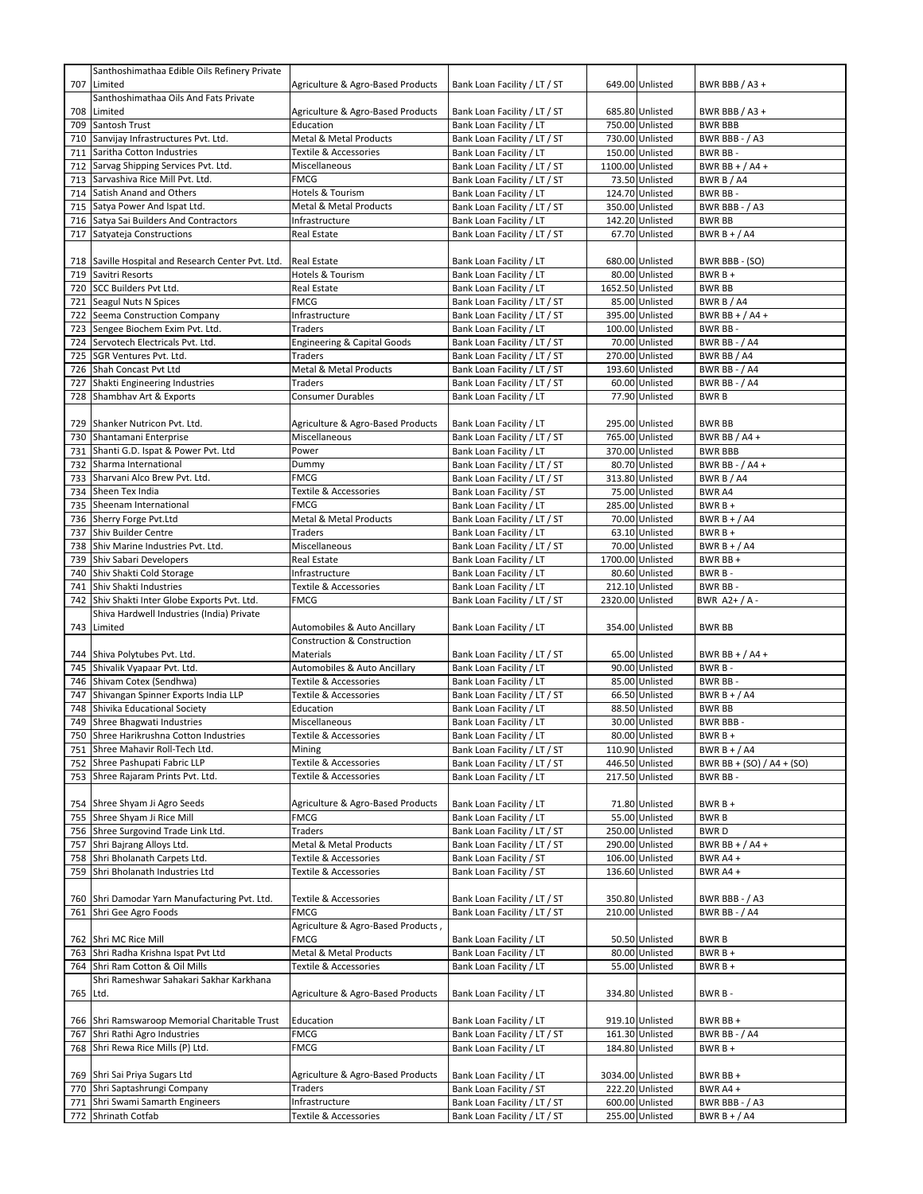| 707 | Santhoshimathaa Edible Oils Refinery Private Limited | Agriculture & Agro-Based Products | Bank Loan Facility / LT / ST | 649.00 | Unlisted | BWR BBB / A3 + |
|---|---|---|---|---|---|---|
| 708 | Santhoshimathaa Oils And Fats Private Limited | Agriculture & Agro-Based Products | Bank Loan Facility / LT / ST | 685.80 | Unlisted | BWR BBB / A3 + |
| 709 | Santosh Trust | Education | Bank Loan Facility / LT | 750.00 | Unlisted | BWR BBB |
| 710 | Sanvijay Infrastructures Pvt. Ltd. | Metal & Metal Products | Bank Loan Facility / LT / ST | 730.00 | Unlisted | BWR BBB - / A3 |
| 711 | Saritha Cotton Industries | Textile & Accessories | Bank Loan Facility / LT | 150.00 | Unlisted | BWR BB - |
| 712 | Sarvag Shipping Services Pvt. Ltd. | Miscellaneous | Bank Loan Facility / LT / ST | 1100.00 | Unlisted | BWR BB + / A4 + |
| 713 | Sarvashiva Rice Mill Pvt. Ltd. | FMCG | Bank Loan Facility / LT / ST | 73.50 | Unlisted | BWR B / A4 |
| 714 | Satish Anand and Others | Hotels & Tourism | Bank Loan Facility / LT | 124.70 | Unlisted | BWR BB - |
| 715 | Satya Power And Ispat Ltd. | Metal & Metal Products | Bank Loan Facility / LT / ST | 350.00 | Unlisted | BWR BBB - / A3 |
| 716 | Satya Sai Builders And Contractors | Infrastructure | Bank Loan Facility / LT | 142.20 | Unlisted | BWR BB |
| 717 | Satyateja Constructions | Real Estate | Bank Loan Facility / LT / ST | 67.70 | Unlisted | BWR B + / A4 |
| 718 | Saville Hospital and Research Center Pvt. Ltd. | Real Estate | Bank Loan Facility / LT | 680.00 | Unlisted | BWR BBB - (SO) |
| 719 | Savitri Resorts | Hotels & Tourism | Bank Loan Facility / LT | 80.00 | Unlisted | BWR B + |
| 720 | SCC Builders Pvt Ltd. | Real Estate | Bank Loan Facility / LT | 1652.50 | Unlisted | BWR BB |
| 721 | Seagul Nuts N Spices | FMCG | Bank Loan Facility / LT / ST | 85.00 | Unlisted | BWR B / A4 |
| 722 | Seema Construction Company | Infrastructure | Bank Loan Facility / LT / ST | 395.00 | Unlisted | BWR BB + / A4 + |
| 723 | Sengee Biochem Exim Pvt. Ltd. | Traders | Bank Loan Facility / LT | 100.00 | Unlisted | BWR BB - |
| 724 | Servotech Electricals Pvt. Ltd. | Engineering & Capital Goods | Bank Loan Facility / LT / ST | 70.00 | Unlisted | BWR BB - / A4 |
| 725 | SGR Ventures Pvt. Ltd. | Traders | Bank Loan Facility / LT / ST | 270.00 | Unlisted | BWR BB / A4 |
| 726 | Shah Concast Pvt Ltd | Metal & Metal Products | Bank Loan Facility / LT / ST | 193.60 | Unlisted | BWR BB - / A4 |
| 727 | Shakti Engineering Industries | Traders | Bank Loan Facility / LT / ST | 60.00 | Unlisted | BWR BB - / A4 |
| 728 | Shambhav Art & Exports | Consumer Durables | Bank Loan Facility / LT | 77.90 | Unlisted | BWR B |
| 729 | Shanker Nutricon Pvt. Ltd. | Agriculture & Agro-Based Products | Bank Loan Facility / LT | 295.00 | Unlisted | BWR BB |
| 730 | Shantamani Enterprise | Miscellaneous | Bank Loan Facility / LT / ST | 765.00 | Unlisted | BWR BB / A4 + |
| 731 | Shanti G.D. Ispat & Power Pvt. Ltd | Power | Bank Loan Facility / LT | 370.00 | Unlisted | BWR BBB |
| 732 | Sharma International | Dummy | Bank Loan Facility / LT / ST | 80.70 | Unlisted | BWR BB - / A4 + |
| 733 | Sharvani Alco Brew Pvt. Ltd. | FMCG | Bank Loan Facility / LT / ST | 313.80 | Unlisted | BWR B / A4 |
| 734 | Sheen Tex India | Textile & Accessories | Bank Loan Facility / ST | 75.00 | Unlisted | BWR A4 |
| 735 | Sheenam International | FMCG | Bank Loan Facility / LT | 285.00 | Unlisted | BWR B + |
| 736 | Sherry Forge Pvt.Ltd | Metal & Metal Products | Bank Loan Facility / LT / ST | 70.00 | Unlisted | BWR B + / A4 |
| 737 | Shiv Builder Centre | Traders | Bank Loan Facility / LT | 63.10 | Unlisted | BWR B + |
| 738 | Shiv Marine Industries Pvt. Ltd. | Miscellaneous | Bank Loan Facility / LT / ST | 70.00 | Unlisted | BWR B + / A4 |
| 739 | Shiv Sabari Developers | Real Estate | Bank Loan Facility / LT | 1700.00 | Unlisted | BWR BB + |
| 740 | Shiv Shakti Cold Storage | Infrastructure | Bank Loan Facility / LT | 80.60 | Unlisted | BWR B - |
| 741 | Shiv Shakti Industries | Textile & Accessories | Bank Loan Facility / LT | 212.10 | Unlisted | BWR BB - |
| 742 | Shiv Shakti Inter Globe Exports Pvt. Ltd. | FMCG | Bank Loan Facility / LT / ST | 2320.00 | Unlisted | BWR A2+ / A - |
| 743 | Shiva Hardwell Industries (India) Private Limited | Automobiles & Auto Ancillary | Bank Loan Facility / LT | 354.00 | Unlisted | BWR BB |
| 744 | Shiva Polytubes Pvt. Ltd. | Construction & Construction Materials | Bank Loan Facility / LT / ST | 65.00 | Unlisted | BWR BB + / A4 + |
| 745 | Shivalik Vyapaar Pvt. Ltd. | Automobiles & Auto Ancillary | Bank Loan Facility / LT | 90.00 | Unlisted | BWR B - |
| 746 | Shivam Cotex (Sendhwa) | Textile & Accessories | Bank Loan Facility / LT | 85.00 | Unlisted | BWR BB - |
| 747 | Shivangan Spinner Exports India LLP | Textile & Accessories | Bank Loan Facility / LT / ST | 66.50 | Unlisted | BWR B + / A4 |
| 748 | Shivika Educational Society | Education | Bank Loan Facility / LT | 88.50 | Unlisted | BWR BB |
| 749 | Shree Bhagwati Industries | Miscellaneous | Bank Loan Facility / LT | 30.00 | Unlisted | BWR BBB - |
| 750 | Shree Harikrushna Cotton Industries | Textile & Accessories | Bank Loan Facility / LT | 80.00 | Unlisted | BWR B + |
| 751 | Shree Mahavir Roll-Tech Ltd. | Mining | Bank Loan Facility / LT / ST | 110.90 | Unlisted | BWR B + / A4 |
| 752 | Shree Pashupati Fabric LLP | Textile & Accessories | Bank Loan Facility / LT / ST | 446.50 | Unlisted | BWR BB + (SO) / A4 + (SO) |
| 753 | Shree Rajaram Prints Pvt. Ltd. | Textile & Accessories | Bank Loan Facility / LT | 217.50 | Unlisted | BWR BB - |
| 754 | Shree Shyam Ji Agro Seeds | Agriculture & Agro-Based Products | Bank Loan Facility / LT | 71.80 | Unlisted | BWR B + |
| 755 | Shree Shyam Ji Rice Mill | FMCG | Bank Loan Facility / LT | 55.00 | Unlisted | BWR B |
| 756 | Shree Surgovind Trade Link Ltd. | Traders | Bank Loan Facility / LT / ST | 250.00 | Unlisted | BWR D |
| 757 | Shri Bajrang Alloys Ltd. | Metal & Metal Products | Bank Loan Facility / LT / ST | 290.00 | Unlisted | BWR BB + / A4 + |
| 758 | Shri Bholanath Carpets Ltd. | Textile & Accessories | Bank Loan Facility / ST | 106.00 | Unlisted | BWR A4 + |
| 759 | Shri Bholanath Industries Ltd | Textile & Accessories | Bank Loan Facility / ST | 136.60 | Unlisted | BWR A4 + |
| 760 | Shri Damodar Yarn Manufacturing Pvt. Ltd. | Textile & Accessories | Bank Loan Facility / LT / ST | 350.80 | Unlisted | BWR BBB - / A3 |
| 761 | Shri Gee Agro Foods | FMCG | Bank Loan Facility / LT / ST | 210.00 | Unlisted | BWR BB - / A4 |
| 762 | Shri MC Rice Mill | Agriculture & Agro-Based Products , FMCG | Bank Loan Facility / LT | 50.50 | Unlisted | BWR B |
| 763 | Shri Radha Krishna Ispat Pvt Ltd | Metal & Metal Products | Bank Loan Facility / LT | 80.00 | Unlisted | BWR B + |
| 764 | Shri Ram Cotton & Oil Mills | Textile & Accessories | Bank Loan Facility / LT | 55.00 | Unlisted | BWR B + |
| 765 | Shri Rameshwar Sahakari Sakhar Karkhana Ltd. | Agriculture & Agro-Based Products | Bank Loan Facility / LT | 334.80 | Unlisted | BWR B - |
| 766 | Shri Ramswaroop Memorial Charitable Trust | Education | Bank Loan Facility / LT | 919.10 | Unlisted | BWR BB + |
| 767 | Shri Rathi Agro Industries | FMCG | Bank Loan Facility / LT / ST | 161.30 | Unlisted | BWR BB - / A4 |
| 768 | Shri Rewa Rice Mills (P) Ltd. | FMCG | Bank Loan Facility / LT | 184.80 | Unlisted | BWR B + |
| 769 | Shri Sai Priya Sugars Ltd | Agriculture & Agro-Based Products | Bank Loan Facility / LT | 3034.00 | Unlisted | BWR BB + |
| 770 | Shri Saptashrungi Company | Traders | Bank Loan Facility / ST | 222.20 | Unlisted | BWR A4 + |
| 771 | Shri Swami Samarth Engineers | Infrastructure | Bank Loan Facility / LT / ST | 600.00 | Unlisted | BWR BBB - / A3 |
| 772 | Shrinath Cotfab | Textile & Accessories | Bank Loan Facility / LT / ST | 255.00 | Unlisted | BWR B + / A4 |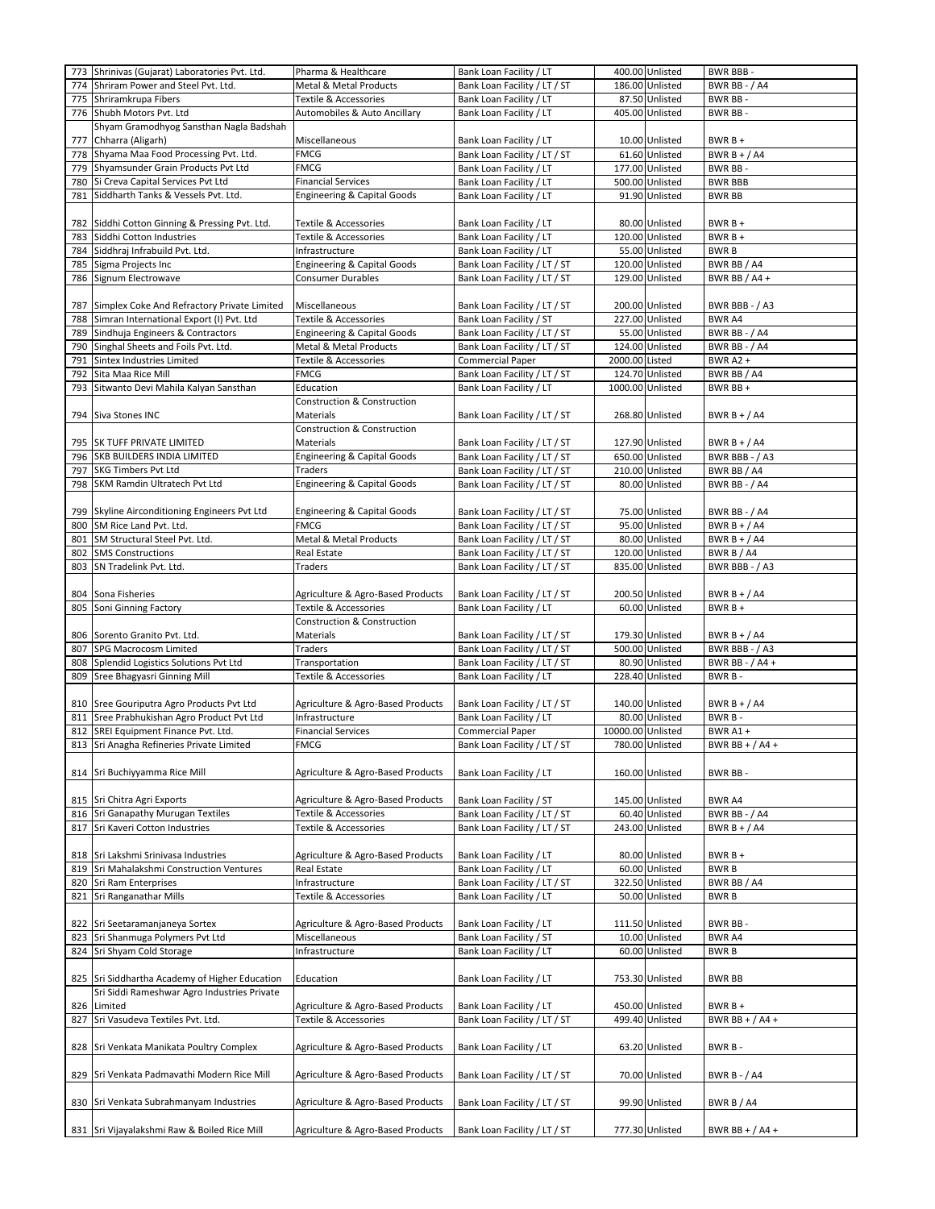| | | | | | | |
|---|---|---|---|---|---|---|
| 773 | Shrinivas (Gujarat) Laboratories Pvt. Ltd. | Pharma & Healthcare | Bank Loan Facility / LT | 400.00 | Unlisted | BWR BBB - |
| 774 | Shriram Power and Steel Pvt. Ltd. | Metal & Metal Products | Bank Loan Facility / LT / ST | 186.00 | Unlisted | BWR BB - / A4 |
| 775 | Shriramkrupa Fibers | Textile & Accessories | Bank Loan Facility / LT | 87.50 | Unlisted | BWR BB - |
| 776 | Shubh Motors Pvt. Ltd | Automobiles & Auto Ancillary | Bank Loan Facility / LT | 405.00 | Unlisted | BWR BB - |
| 777 | Shyam Gramodhyog Sansthan Nagla Badshah Chharra (Aligarh) | Miscellaneous | Bank Loan Facility / LT | 10.00 | Unlisted | BWR B + |
| 778 | Shyama Maa Food Processing Pvt. Ltd. | FMCG | Bank Loan Facility / LT / ST | 61.60 | Unlisted | BWR B + / A4 |
| 779 | Shyamsunder Grain Products Pvt Ltd | FMCG | Bank Loan Facility / LT | 177.00 | Unlisted | BWR BB - |
| 780 | Si Creva Capital Services Pvt Ltd | Financial Services | Bank Loan Facility / LT | 500.00 | Unlisted | BWR BBB |
| 781 | Siddharth Tanks & Vessels Pvt. Ltd. | Engineering & Capital Goods | Bank Loan Facility / LT | 91.90 | Unlisted | BWR BB |
| 782 | Siddhi Cotton Ginning & Pressing Pvt. Ltd. | Textile & Accessories | Bank Loan Facility / LT | 80.00 | Unlisted | BWR B + |
| 783 | Siddhi Cotton Industries | Textile & Accessories | Bank Loan Facility / LT | 120.00 | Unlisted | BWR B + |
| 784 | Siddhraj Infrabuild Pvt. Ltd. | Infrastructure | Bank Loan Facility / LT | 55.00 | Unlisted | BWR B |
| 785 | Sigma Projects Inc | Engineering & Capital Goods | Bank Loan Facility / LT / ST | 120.00 | Unlisted | BWR BB / A4 |
| 786 | Signum Electrowave | Consumer Durables | Bank Loan Facility / LT / ST | 129.00 | Unlisted | BWR BB / A4 + |
| 787 | Simplex Coke And Refractory Private Limited | Miscellaneous | Bank Loan Facility / LT / ST | 200.00 | Unlisted | BWR BBB - / A3 |
| 788 | Simran International Export (I) Pvt. Ltd | Textile & Accessories | Bank Loan Facility / ST | 227.00 | Unlisted | BWR A4 |
| 789 | Sindhuja Engineers & Contractors | Engineering & Capital Goods | Bank Loan Facility / LT / ST | 55.00 | Unlisted | BWR BB - / A4 |
| 790 | Singhal Sheets and Foils Pvt. Ltd. | Metal & Metal Products | Bank Loan Facility / LT / ST | 124.00 | Unlisted | BWR BB - / A4 |
| 791 | Sintex Industries Limited | Textile & Accessories | Commercial Paper | 2000.00 | Listed | BWR A2 + |
| 792 | Sita Maa Rice Mill | FMCG | Bank Loan Facility / LT / ST | 124.70 | Unlisted | BWR BB / A4 |
| 793 | Sitwanto Devi Mahila Kalyan Sansthan | Education | Bank Loan Facility / LT | 1000.00 | Unlisted | BWR BB + |
| 794 | Siva Stones INC | Construction & Construction Materials | Bank Loan Facility / LT / ST | 268.80 | Unlisted | BWR B + / A4 |
| 795 | SK TUFF PRIVATE LIMITED | Construction & Construction Materials | Bank Loan Facility / LT / ST | 127.90 | Unlisted | BWR B + / A4 |
| 796 | SKB BUILDERS INDIA LIMITED | Engineering & Capital Goods | Bank Loan Facility / LT / ST | 650.00 | Unlisted | BWR BBB - / A3 |
| 797 | SKG Timbers Pvt Ltd | Traders | Bank Loan Facility / LT / ST | 210.00 | Unlisted | BWR BB / A4 |
| 798 | SKM Ramdin Ultratech Pvt Ltd | Engineering & Capital Goods | Bank Loan Facility / LT / ST | 80.00 | Unlisted | BWR BB - / A4 |
| 799 | Skyline Airconditioning Engineers Pvt Ltd | Engineering & Capital Goods | Bank Loan Facility / LT / ST | 75.00 | Unlisted | BWR BB - / A4 |
| 800 | SM Rice Land Pvt. Ltd. | FMCG | Bank Loan Facility / LT / ST | 95.00 | Unlisted | BWR B + / A4 |
| 801 | SM Structural Steel Pvt. Ltd. | Metal & Metal Products | Bank Loan Facility / LT / ST | 80.00 | Unlisted | BWR B + / A4 |
| 802 | SMS Constructions | Real Estate | Bank Loan Facility / LT / ST | 120.00 | Unlisted | BWR B / A4 |
| 803 | SN Tradelink Pvt. Ltd. | Traders | Bank Loan Facility / LT / ST | 835.00 | Unlisted | BWR BBB - / A3 |
| 804 | Sona Fisheries | Agriculture & Agro-Based Products | Bank Loan Facility / LT / ST | 200.50 | Unlisted | BWR B + / A4 |
| 805 | Soni Ginning Factory | Textile & Accessories | Bank Loan Facility / LT | 60.00 | Unlisted | BWR B + |
| 806 | Sorento Granito Pvt. Ltd. | Construction & Construction Materials | Bank Loan Facility / LT / ST | 179.30 | Unlisted | BWR B + / A4 |
| 807 | SPG Macrocosm Limited | Traders | Bank Loan Facility / LT / ST | 500.00 | Unlisted | BWR BBB - / A3 |
| 808 | Splendid Logistics Solutions Pvt Ltd | Transportation | Bank Loan Facility / LT / ST | 80.90 | Unlisted | BWR BB - / A4 + |
| 809 | Sree Bhagyasri Ginning Mill | Textile & Accessories | Bank Loan Facility / LT | 228.40 | Unlisted | BWR B - |
| 810 | Sree Gouriputra Agro Products Pvt Ltd | Agriculture & Agro-Based Products | Bank Loan Facility / LT / ST | 140.00 | Unlisted | BWR B + / A4 |
| 811 | Sree Prabhukishan Agro Product Pvt Ltd | Infrastructure | Bank Loan Facility / LT | 80.00 | Unlisted | BWR B - |
| 812 | SREI Equipment Finance Pvt. Ltd. | Financial Services | Commercial Paper | 10000.00 | Unlisted | BWR A1 + |
| 813 | Sri Anagha Refineries Private Limited | FMCG | Bank Loan Facility / LT / ST | 780.00 | Unlisted | BWR BB + / A4 + |
| 814 | Sri Buchiyyamma Rice Mill | Agriculture & Agro-Based Products | Bank Loan Facility / LT | 160.00 | Unlisted | BWR BB - |
| 815 | Sri Chitra Agri Exports | Agriculture & Agro-Based Products | Bank Loan Facility / ST | 145.00 | Unlisted | BWR A4 |
| 816 | Sri Ganapathy Murugan Textiles | Textile & Accessories | Bank Loan Facility / LT / ST | 60.40 | Unlisted | BWR BB - / A4 |
| 817 | Sri Kaveri Cotton Industries | Textile & Accessories | Bank Loan Facility / LT / ST | 243.00 | Unlisted | BWR B + / A4 |
| 818 | Sri Lakshmi Srinivasa Industries | Agriculture & Agro-Based Products | Bank Loan Facility / LT | 80.00 | Unlisted | BWR B + |
| 819 | Sri Mahalakshmi Construction Ventures | Real Estate | Bank Loan Facility / LT | 60.00 | Unlisted | BWR B |
| 820 | Sri Ram Enterprises | Infrastructure | Bank Loan Facility / LT / ST | 322.50 | Unlisted | BWR BB / A4 |
| 821 | Sri Ranganathar Mills | Textile & Accessories | Bank Loan Facility / LT | 50.00 | Unlisted | BWR B |
| 822 | Sri Seetaramanjaneya Sortex | Agriculture & Agro-Based Products | Bank Loan Facility / LT | 111.50 | Unlisted | BWR BB - |
| 823 | Sri Shanmuga Polymers Pvt Ltd | Miscellaneous | Bank Loan Facility / ST | 10.00 | Unlisted | BWR A4 |
| 824 | Sri Shyam Cold Storage | Infrastructure | Bank Loan Facility / LT | 60.00 | Unlisted | BWR B |
| 825 | Sri Siddhartha Academy of Higher Education | Education | Bank Loan Facility / LT | 753.30 | Unlisted | BWR BB |
| 826 | Sri Siddi Rameshwar Agro Industries Private Limited | Agriculture & Agro-Based Products | Bank Loan Facility / LT | 450.00 | Unlisted | BWR B + |
| 827 | Sri Vasudeva Textiles Pvt. Ltd. | Textile & Accessories | Bank Loan Facility / LT / ST | 499.40 | Unlisted | BWR BB + / A4 + |
| 828 | Sri Venkata Manikata Poultry Complex | Agriculture & Agro-Based Products | Bank Loan Facility / LT | 63.20 | Unlisted | BWR B - |
| 829 | Sri Venkata Padmavathi Modern Rice Mill | Agriculture & Agro-Based Products | Bank Loan Facility / LT / ST | 70.00 | Unlisted | BWR B - / A4 |
| 830 | Sri Venkata Subrahmanyam Industries | Agriculture & Agro-Based Products | Bank Loan Facility / LT / ST | 99.90 | Unlisted | BWR B / A4 |
| 831 | Sri Vijayalakshmi Raw & Boiled Rice Mill | Agriculture & Agro-Based Products | Bank Loan Facility / LT / ST | 777.30 | Unlisted | BWR BB + / A4 + |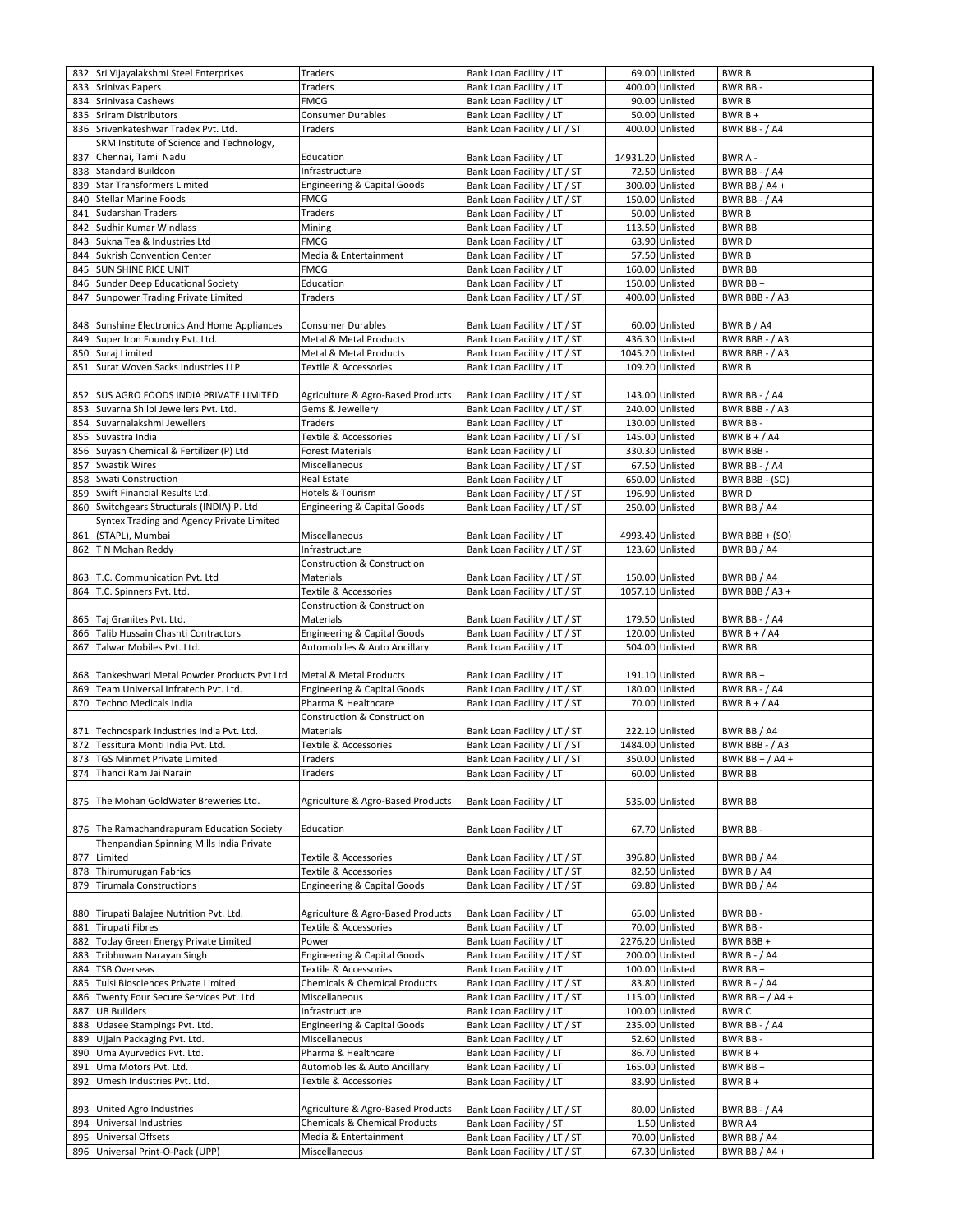| | | | | | | |
|---|---|---|---|---|---|---|
| 832 | Sri Vijayalakshmi Steel Enterprises | Traders | Bank Loan Facility / LT | 69.00 | Unlisted | BWR B |
| 833 | Srinivas Papers | Traders | Bank Loan Facility / LT | 400.00 | Unlisted | BWR BB - |
| 834 | Srinivasa Cashews | FMCG | Bank Loan Facility / LT | 90.00 | Unlisted | BWR B |
| 835 | Sriram Distributors | Consumer Durables | Bank Loan Facility / LT | 50.00 | Unlisted | BWR B + |
| 836 | Srivenkateshwar Tradex Pvt. Ltd. | Traders | Bank Loan Facility / LT / ST | 400.00 | Unlisted | BWR BB - / A4 |
| 837 | SRM Institute of Science and Technology, Chennai, Tamil Nadu | Education | Bank Loan Facility / LT | 14931.20 | Unlisted | BWR A - |
| 838 | Standard Buildcon | Infrastructure | Bank Loan Facility / LT / ST | 72.50 | Unlisted | BWR BB - / A4 |
| 839 | Star Transformers Limited | Engineering & Capital Goods | Bank Loan Facility / LT / ST | 300.00 | Unlisted | BWR BB / A4 + |
| 840 | Stellar Marine Foods | FMCG | Bank Loan Facility / LT / ST | 150.00 | Unlisted | BWR BB - / A4 |
| 841 | Sudarshan Traders | Traders | Bank Loan Facility / LT | 50.00 | Unlisted | BWR B |
| 842 | Sudhir Kumar Windlass | Mining | Bank Loan Facility / LT | 113.50 | Unlisted | BWR BB |
| 843 | Sukna Tea & Industries Ltd | FMCG | Bank Loan Facility / LT | 63.90 | Unlisted | BWR D |
| 844 | Sukrish Convention Center | Media & Entertainment | Bank Loan Facility / LT | 57.50 | Unlisted | BWR B |
| 845 | SUN SHINE RICE UNIT | FMCG | Bank Loan Facility / LT | 160.00 | Unlisted | BWR BB |
| 846 | Sunder Deep Educational Society | Education | Bank Loan Facility / LT | 150.00 | Unlisted | BWR BB + |
| 847 | Sunpower Trading Private Limited | Traders | Bank Loan Facility / LT / ST | 400.00 | Unlisted | BWR BBB - / A3 |
| 848 | Sunshine Electronics And Home Appliances | Consumer Durables | Bank Loan Facility / LT / ST | 60.00 | Unlisted | BWR B / A4 |
| 849 | Super Iron Foundry Pvt. Ltd. | Metal & Metal Products | Bank Loan Facility / LT / ST | 436.30 | Unlisted | BWR BBB - / A3 |
| 850 | Suraj Limited | Metal & Metal Products | Bank Loan Facility / LT / ST | 1045.20 | Unlisted | BWR BBB - / A3 |
| 851 | Surat Woven Sacks Industries LLP | Textile & Accessories | Bank Loan Facility / LT | 109.20 | Unlisted | BWR B |
| 852 | SUS AGRO FOODS INDIA PRIVATE LIMITED | Agriculture & Agro-Based Products | Bank Loan Facility / LT / ST | 143.00 | Unlisted | BWR BB - / A4 |
| 853 | Suvarna Shilpi Jewellers Pvt. Ltd. | Gems & Jewellery | Bank Loan Facility / LT / ST | 240.00 | Unlisted | BWR BBB - / A3 |
| 854 | Suvarnalakshmi Jewellers | Traders | Bank Loan Facility / LT | 130.00 | Unlisted | BWR BB - |
| 855 | Suvastra India | Textile & Accessories | Bank Loan Facility / LT / ST | 145.00 | Unlisted | BWR B + / A4 |
| 856 | Suyash Chemical & Fertilizer (P) Ltd | Forest Materials | Bank Loan Facility / LT | 330.30 | Unlisted | BWR BBB - |
| 857 | Swastik Wires | Miscellaneous | Bank Loan Facility / LT / ST | 67.50 | Unlisted | BWR BB - / A4 |
| 858 | Swati Construction | Real Estate | Bank Loan Facility / LT | 650.00 | Unlisted | BWR BBB - (SO) |
| 859 | Swift Financial Results Ltd. | Hotels & Tourism | Bank Loan Facility / LT / ST | 196.90 | Unlisted | BWR D |
| 860 | Switchgears Structurals (INDIA) P. Ltd | Engineering & Capital Goods | Bank Loan Facility / LT / ST | 250.00 | Unlisted | BWR BB / A4 |
| 861 | Syntex Trading and Agency Private Limited (STAPL), Mumbai | Miscellaneous | Bank Loan Facility / LT | 4993.40 | Unlisted | BWR BBB + (SO) |
| 862 | T N Mohan Reddy | Infrastructure | Bank Loan Facility / LT / ST | 123.60 | Unlisted | BWR BB / A4 |
| 863 | T.C. Communication Pvt. Ltd | Construction & Construction Materials | Bank Loan Facility / LT / ST | 150.00 | Unlisted | BWR BB / A4 |
| 864 | T.C. Spinners Pvt. Ltd. | Textile & Accessories | Bank Loan Facility / LT / ST | 1057.10 | Unlisted | BWR BBB / A3 + |
| 865 | Taj Granites Pvt. Ltd. | Construction & Construction Materials | Bank Loan Facility / LT / ST | 179.50 | Unlisted | BWR BB - / A4 |
| 866 | Talib Hussain Chashti Contractors | Engineering & Capital Goods | Bank Loan Facility / LT / ST | 120.00 | Unlisted | BWR B + / A4 |
| 867 | Talwar Mobiles Pvt. Ltd. | Automobiles & Auto Ancillary | Bank Loan Facility / LT | 504.00 | Unlisted | BWR BB |
| 868 | Tankeshwari Metal Powder Products Pvt Ltd | Metal & Metal Products | Bank Loan Facility / LT | 191.10 | Unlisted | BWR BB + |
| 869 | Team Universal Infratech Pvt. Ltd. | Engineering & Capital Goods | Bank Loan Facility / LT / ST | 180.00 | Unlisted | BWR BB - / A4 |
| 870 | Techno Medicals India | Pharma & Healthcare | Bank Loan Facility / LT / ST | 70.00 | Unlisted | BWR B + / A4 |
| 871 | Technospark Industries India Pvt. Ltd. | Construction & Construction Materials | Bank Loan Facility / LT / ST | 222.10 | Unlisted | BWR BB / A4 |
| 872 | Tessitura Monti India Pvt. Ltd. | Textile & Accessories | Bank Loan Facility / LT / ST | 1484.00 | Unlisted | BWR BBB - / A3 |
| 873 | TGS Minmet Private Limited | Traders | Bank Loan Facility / LT / ST | 350.00 | Unlisted | BWR BB + / A4 + |
| 874 | Thandi Ram Jai Narain | Traders | Bank Loan Facility / LT | 60.00 | Unlisted | BWR BB |
| 875 | The Mohan GoldWater Breweries Ltd. | Agriculture & Agro-Based Products | Bank Loan Facility / LT | 535.00 | Unlisted | BWR BB |
| 876 | The Ramachandrapuram Education Society | Education | Bank Loan Facility / LT | 67.70 | Unlisted | BWR BB - |
| 877 | Thenpandian Spinning Mills India Private Limited | Textile & Accessories | Bank Loan Facility / LT / ST | 396.80 | Unlisted | BWR BB / A4 |
| 878 | Thirumurugan Fabrics | Textile & Accessories | Bank Loan Facility / LT / ST | 82.50 | Unlisted | BWR B / A4 |
| 879 | Tirumala Constructions | Engineering & Capital Goods | Bank Loan Facility / LT / ST | 69.80 | Unlisted | BWR BB / A4 |
| 880 | Tirupati Balajee Nutrition Pvt. Ltd. | Agriculture & Agro-Based Products | Bank Loan Facility / LT | 65.00 | Unlisted | BWR BB - |
| 881 | Tirupati Fibres | Textile & Accessories | Bank Loan Facility / LT | 70.00 | Unlisted | BWR BB - |
| 882 | Today Green Energy Private Limited | Power | Bank Loan Facility / LT | 2276.20 | Unlisted | BWR BBB + |
| 883 | Tribhuwan Narayan Singh | Engineering & Capital Goods | Bank Loan Facility / LT / ST | 200.00 | Unlisted | BWR B - / A4 |
| 884 | TSB Overseas | Textile & Accessories | Bank Loan Facility / LT | 100.00 | Unlisted | BWR BB + |
| 885 | Tulsi Biosciences Private Limited | Chemicals & Chemical Products | Bank Loan Facility / LT / ST | 83.80 | Unlisted | BWR B - / A4 |
| 886 | Twenty Four Secure Services Pvt. Ltd. | Miscellaneous | Bank Loan Facility / LT / ST | 115.00 | Unlisted | BWR BB + / A4 + |
| 887 | UB Builders | Infrastructure | Bank Loan Facility / LT | 100.00 | Unlisted | BWR C |
| 888 | Udasee Stampings Pvt. Ltd. | Engineering & Capital Goods | Bank Loan Facility / LT / ST | 235.00 | Unlisted | BWR BB - / A4 |
| 889 | Ujjain Packaging Pvt. Ltd. | Miscellaneous | Bank Loan Facility / LT | 52.60 | Unlisted | BWR BB - |
| 890 | Uma Ayurvedics Pvt. Ltd. | Pharma & Healthcare | Bank Loan Facility / LT | 86.70 | Unlisted | BWR B + |
| 891 | Uma Motors Pvt. Ltd. | Automobiles & Auto Ancillary | Bank Loan Facility / LT | 165.00 | Unlisted | BWR BB + |
| 892 | Umesh Industries Pvt. Ltd. | Textile & Accessories | Bank Loan Facility / LT | 83.90 | Unlisted | BWR B + |
| 893 | United Agro Industries | Agriculture & Agro-Based Products | Bank Loan Facility / LT / ST | 80.00 | Unlisted | BWR BB - / A4 |
| 894 | Universal Industries | Chemicals & Chemical Products | Bank Loan Facility / ST | 1.50 | Unlisted | BWR A4 |
| 895 | Universal Offsets | Media & Entertainment | Bank Loan Facility / LT / ST | 70.00 | Unlisted | BWR BB / A4 |
| 896 | Universal Print-O-Pack (UPP) | Miscellaneous | Bank Loan Facility / LT / ST | 67.30 | Unlisted | BWR BB / A4 + |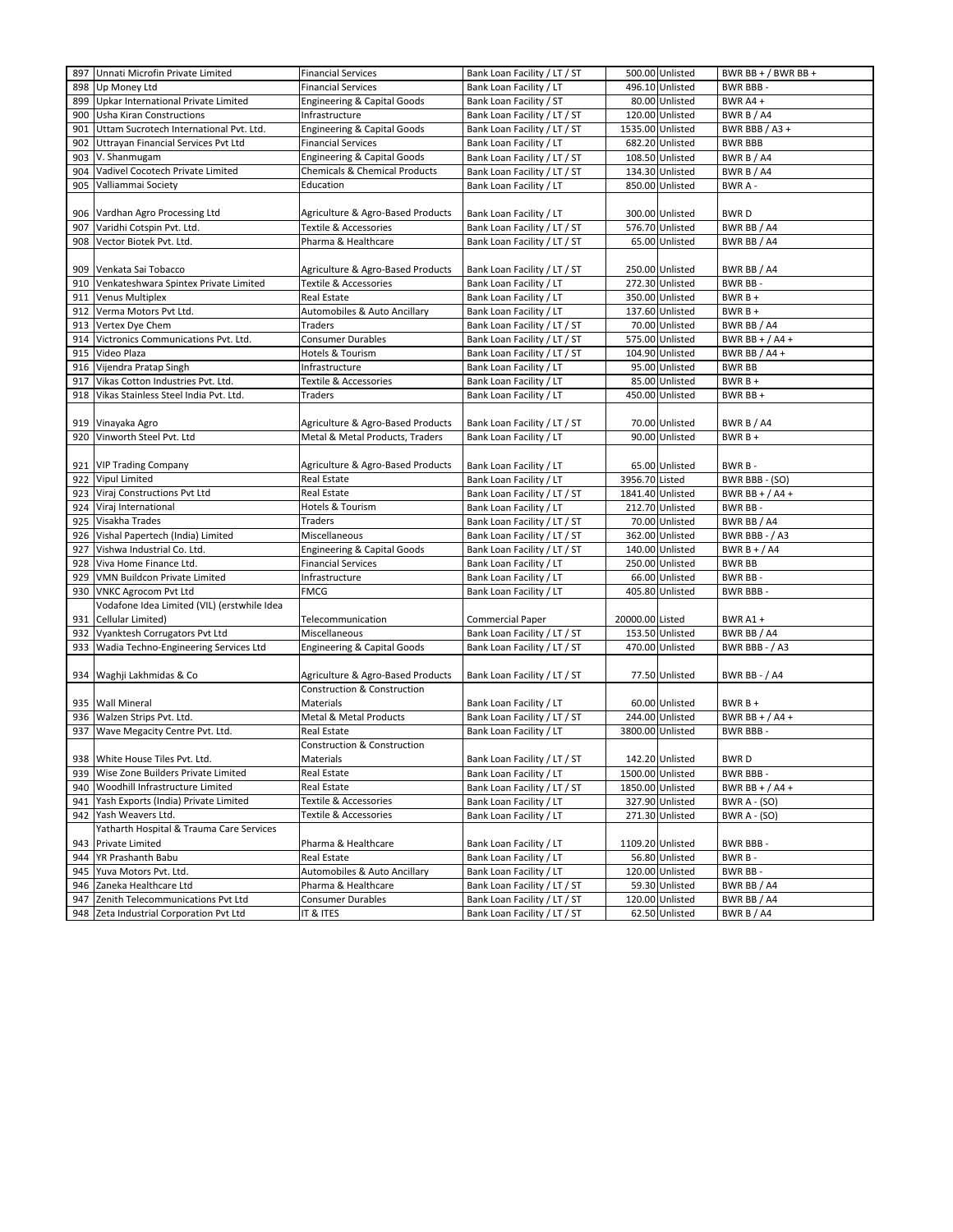| | | | | | | |
|---|---|---|---|---|---|---|
| 897 | Unnati Microfin Private Limited | Financial Services | Bank Loan Facility / LT / ST | 500.00 | Unlisted | BWR BB + / BWR BB + |
| 898 | Up Money Ltd | Financial Services | Bank Loan Facility / LT | 496.10 | Unlisted | BWR BBB - |
| 899 | Upkar International Private Limited | Engineering & Capital Goods | Bank Loan Facility / ST | 80.00 | Unlisted | BWR A4 + |
| 900 | Usha Kiran Constructions | Infrastructure | Bank Loan Facility / LT / ST | 120.00 | Unlisted | BWR B / A4 |
| 901 | Uttam Sucrotech International Pvt. Ltd. | Engineering & Capital Goods | Bank Loan Facility / LT / ST | 1535.00 | Unlisted | BWR BBB / A3 + |
| 902 | Uttrayan Financial Services Pvt Ltd | Financial Services | Bank Loan Facility / LT | 682.20 | Unlisted | BWR BBB |
| 903 | V. Shanmugam | Engineering & Capital Goods | Bank Loan Facility / LT / ST | 108.50 | Unlisted | BWR B / A4 |
| 904 | Vadivel Cocotech Private Limited | Chemicals & Chemical Products | Bank Loan Facility / LT / ST | 134.30 | Unlisted | BWR B / A4 |
| 905 | Valliammai Society | Education | Bank Loan Facility / LT | 850.00 | Unlisted | BWR A - |
| 906 | Vardhan Agro Processing Ltd | Agriculture & Agro-Based Products | Bank Loan Facility / LT | 300.00 | Unlisted | BWR D |
| 907 | Varidhi Cotspin Pvt. Ltd. | Textile & Accessories | Bank Loan Facility / LT / ST | 576.70 | Unlisted | BWR BB / A4 |
| 908 | Vector Biotek Pvt. Ltd. | Pharma & Healthcare | Bank Loan Facility / LT / ST | 65.00 | Unlisted | BWR BB / A4 |
| 909 | Venkata Sai Tobacco | Agriculture & Agro-Based Products | Bank Loan Facility / LT / ST | 250.00 | Unlisted | BWR BB / A4 |
| 910 | Venkateshwara Spintex Private Limited | Textile & Accessories | Bank Loan Facility / LT | 272.30 | Unlisted | BWR BB - |
| 911 | Venus Multiplex | Real Estate | Bank Loan Facility / LT | 350.00 | Unlisted | BWR B + |
| 912 | Verma Motors Pvt Ltd. | Automobiles & Auto Ancillary | Bank Loan Facility / LT | 137.60 | Unlisted | BWR B + |
| 913 | Vertex Dye Chem | Traders | Bank Loan Facility / LT / ST | 70.00 | Unlisted | BWR BB / A4 |
| 914 | Victronics Communications Pvt. Ltd. | Consumer Durables | Bank Loan Facility / LT / ST | 575.00 | Unlisted | BWR BB + / A4 + |
| 915 | Video Plaza | Hotels & Tourism | Bank Loan Facility / LT / ST | 104.90 | Unlisted | BWR BB / A4 + |
| 916 | Vijendra Pratap Singh | Infrastructure | Bank Loan Facility / LT | 95.00 | Unlisted | BWR BB |
| 917 | Vikas Cotton Industries Pvt. Ltd. | Textile & Accessories | Bank Loan Facility / LT | 85.00 | Unlisted | BWR B + |
| 918 | Vikas Stainless Steel India Pvt. Ltd. | Traders | Bank Loan Facility / LT | 450.00 | Unlisted | BWR BB + |
| 919 | Vinayaka Agro | Agriculture & Agro-Based Products | Bank Loan Facility / LT / ST | 70.00 | Unlisted | BWR B / A4 |
| 920 | Vinworth Steel Pvt. Ltd | Metal & Metal Products, Traders | Bank Loan Facility / LT | 90.00 | Unlisted | BWR B + |
| 921 | VIP Trading Company | Agriculture & Agro-Based Products | Bank Loan Facility / LT | 65.00 | Unlisted | BWR B - |
| 922 | Vipul Limited | Real Estate | Bank Loan Facility / LT | 3956.70 | Listed | BWR BBB - (SO) |
| 923 | Viraj Constructions Pvt Ltd | Real Estate | Bank Loan Facility / LT / ST | 1841.40 | Unlisted | BWR BB + / A4 + |
| 924 | Viraj International | Hotels & Tourism | Bank Loan Facility / LT | 212.70 | Unlisted | BWR BB - |
| 925 | Visakha Trades | Traders | Bank Loan Facility / LT / ST | 70.00 | Unlisted | BWR BB / A4 |
| 926 | Vishal Papertech (India) Limited | Miscellaneous | Bank Loan Facility / LT / ST | 362.00 | Unlisted | BWR BBB - / A3 |
| 927 | Vishwa Industrial Co. Ltd. | Engineering & Capital Goods | Bank Loan Facility / LT / ST | 140.00 | Unlisted | BWR B + / A4 |
| 928 | Viva Home Finance Ltd. | Financial Services | Bank Loan Facility / LT | 250.00 | Unlisted | BWR BB |
| 929 | VMN Buildcon Private Limited | Infrastructure | Bank Loan Facility / LT | 66.00 | Unlisted | BWR BB - |
| 930 | VNKC Agrocom Pvt Ltd | FMCG | Bank Loan Facility / LT | 405.80 | Unlisted | BWR BBB - |
| 931 | Vodafone Idea Limited (VIL) (erstwhile Idea Cellular Limited) | Telecommunication | Commercial Paper | 20000.00 | Listed | BWR A1 + |
| 932 | Vyanktesh Corrugators Pvt Ltd | Miscellaneous | Bank Loan Facility / LT / ST | 153.50 | Unlisted | BWR BB / A4 |
| 933 | Wadia Techno-Engineering Services Ltd | Engineering & Capital Goods | Bank Loan Facility / LT / ST | 470.00 | Unlisted | BWR BBB - / A3 |
| 934 | Waghji Lakhmidas & Co | Agriculture & Agro-Based Products | Bank Loan Facility / LT / ST | 77.50 | Unlisted | BWR BB - / A4 |
| 935 | Wall Mineral | Construction & Construction Materials | Bank Loan Facility / LT | 60.00 | Unlisted | BWR B + |
| 936 | Walzen Strips Pvt. Ltd. | Metal & Metal Products | Bank Loan Facility / LT / ST | 244.00 | Unlisted | BWR BB + / A4 + |
| 937 | Wave Megacity Centre Pvt. Ltd. | Real Estate | Bank Loan Facility / LT | 3800.00 | Unlisted | BWR BBB - |
| 938 | White House Tiles Pvt. Ltd. | Construction & Construction Materials | Bank Loan Facility / LT / ST | 142.20 | Unlisted | BWR D |
| 939 | Wise Zone Builders Private Limited | Real Estate | Bank Loan Facility / LT | 1500.00 | Unlisted | BWR BBB - |
| 940 | Woodhill Infrastructure Limited | Real Estate | Bank Loan Facility / LT / ST | 1850.00 | Unlisted | BWR BB + / A4 + |
| 941 | Yash Exports (India) Private Limited | Textile & Accessories | Bank Loan Facility / LT | 327.90 | Unlisted | BWR A - (SO) |
| 942 | Yash Weavers Ltd. | Textile & Accessories | Bank Loan Facility / LT | 271.30 | Unlisted | BWR A - (SO) |
| 943 | Yatharth Hospital & Trauma Care Services Private Limited | Pharma & Healthcare | Bank Loan Facility / LT | 1109.20 | Unlisted | BWR BBB - |
| 944 | YR Prashanth Babu | Real Estate | Bank Loan Facility / LT | 56.80 | Unlisted | BWR B - |
| 945 | Yuva Motors Pvt. Ltd. | Automobiles & Auto Ancillary | Bank Loan Facility / LT | 120.00 | Unlisted | BWR BB - |
| 946 | Zaneka Healthcare Ltd | Pharma & Healthcare | Bank Loan Facility / LT / ST | 59.30 | Unlisted | BWR BB / A4 |
| 947 | Zenith Telecommunications Pvt Ltd | Consumer Durables | Bank Loan Facility / LT / ST | 120.00 | Unlisted | BWR BB / A4 |
| 948 | Zeta Industrial Corporation Pvt Ltd | IT & ITES | Bank Loan Facility / LT / ST | 62.50 | Unlisted | BWR B / A4 |